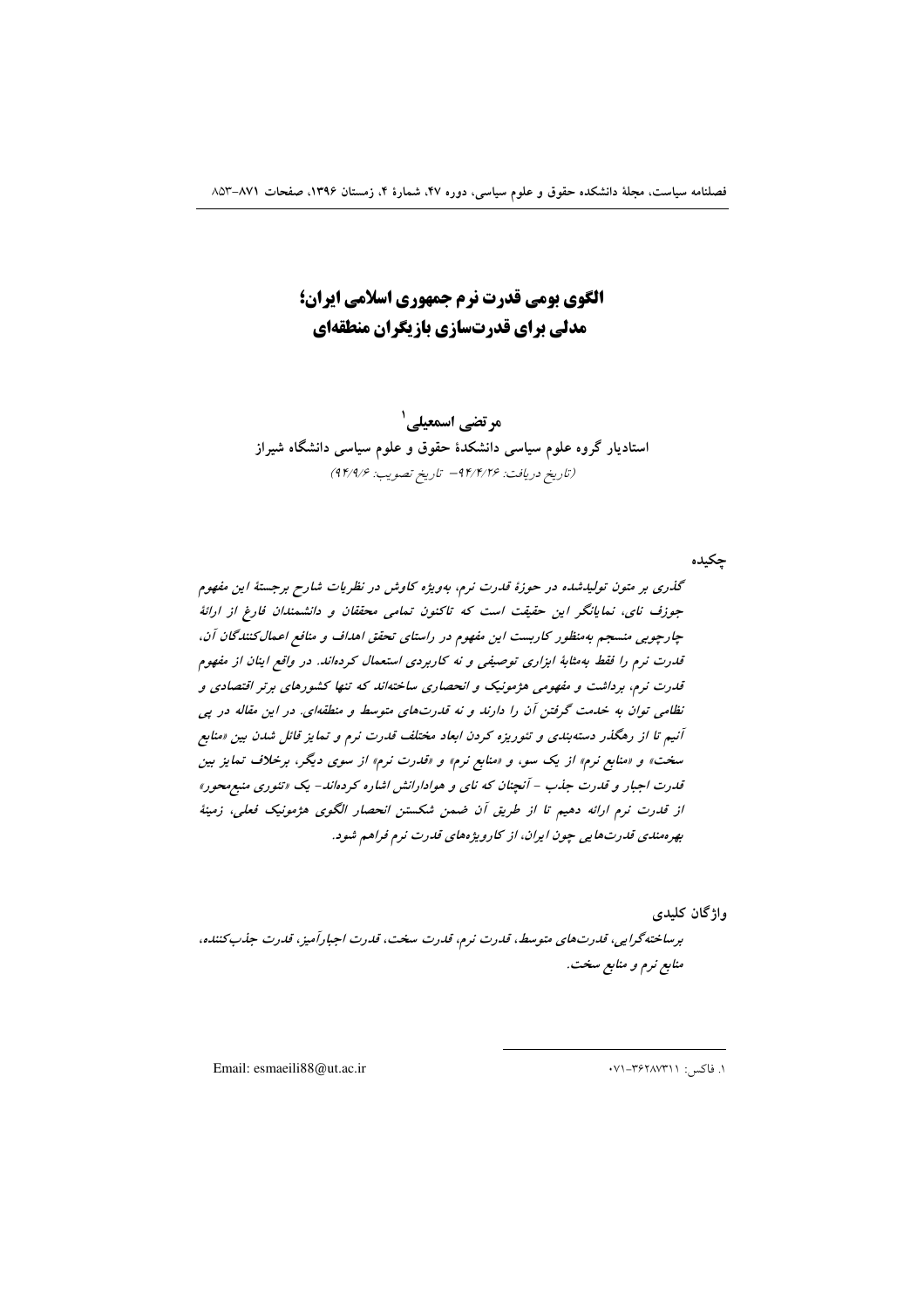# الگوی بومی قدرت نرم جمهوری اسلامی ایران؛ مدلی برای قدرت‌سازی بازیگران منطقه‌ای

**مرتضی اسمعیلی**[1]

استادیار گروه علوم سیاسی دانشکدهٔ حقوق و علوم سیاسی دانشگاه شیراز

*(تاریخ دریافت: ۹۴/۴/۲۶ – تاریخ تصویب: ۹۴/۹/۶)*

## چکیده

*گذری بر متون تولیدشده در حوزهٔ قدرت نرم، به‌ویژه کاوش در نظریات شارح برجستهٔ این مفهوم جوزف نای، نمایانگر این حقیقت است که تاکنون تمامی محققان و دانشمندان فارغ از ارائهٔ چارچوبی منسجم به‌منظور کاربست این مفهوم در راستای تحقق اهداف و منافع اعمال‌کنندگان آن، قدرت نرم را فقط به‌مثابهٔ ابزاری توصیفی و نه کاربردی استعمال کرده‌اند. در واقع ایشان از مفهوم قدرت نرم، برداشت و مفهومی هژمونیک و انحصاری ساخته‌اند که تنها کشورهای برتر اقتصادی و نظامی توان به خدمت گرفتن آن را دارند و نه قدرت‌های متوسط و منطقه‌ای. در این مقاله در پی آنیم تا از رهگذر دسته‌بندی و تئوریزه کردن ابعاد مختلف قدرت نرم و تمایز قائل شدن بین «منابع سخت» و «منابع نرم» از یک سو، و «منابع نرم» و «قدرت نرم» از سوی دیگر، برخلاف تمایز بین قدرت اجبار و قدرت جذب – آنچنان که نای و هوادارانش اشاره کرده‌اند- یک «تئوری منبع‌محور» از قدرت نرم ارائه دهیم تا از طریق آن ضمن شکستن انحصار الگوی هژمونیک فعلی، زمینهٔ بهره‌مندی قدرت‌هایی چون ایران، از کارویژه‌های قدرت نرم فراهم شود.*

## واژگان کلیدی

*برساخته‌گرایی، قدرت‌های متوسط، قدرت نرم، قدرت سخت، قدرت اجبارآمیز، قدرت جذب‌کننده، منابع نرم و منابع سخت.*

---

[1]. فاکس: ۳۶۲۸۷۳۱۱-۰۷۱

Email: esmaeili88@ut.ac.ir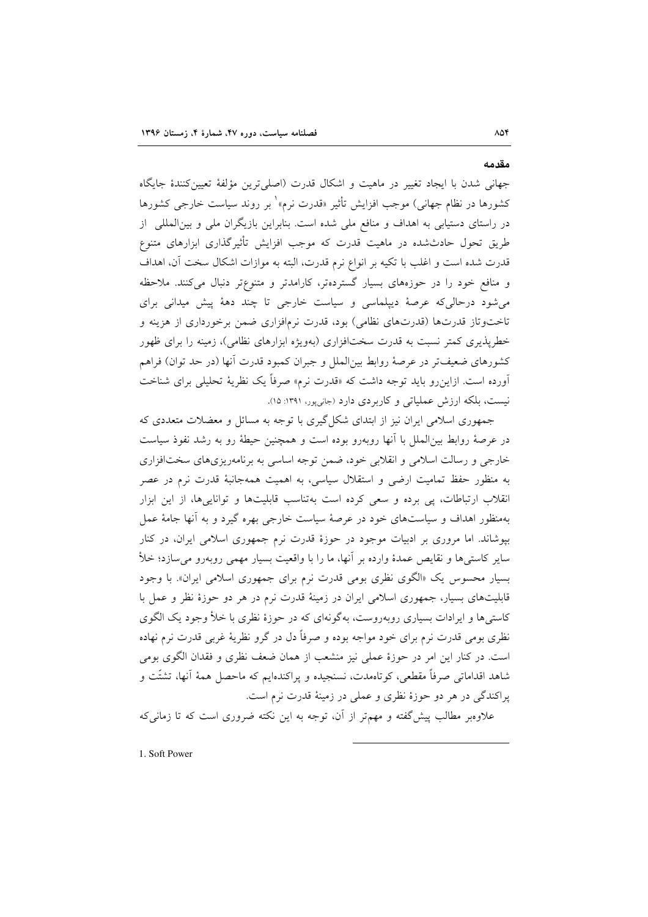## مقدمه

جهانی شدن با ایجاد تغییر در ماهیت و اشکال قدرت (اصلی‌ترین مؤلفهٔ تعیین‌کنندهٔ جایگاه کشورها در نظام جهانی) موجب افزایش تأثیر «قدرت نرم»[1] بر روند سیاست خارجی کشورها در راستای دستیابی به اهداف و منافع ملی شده است. بنابراین بازیگران ملی و بین‌المللی از طریق تحول حادث‌شده در ماهیت قدرت که موجب افزایش تأثیرگذاری ابزارهای متنوع قدرت شده است و اغلب با تکیه بر انواع نرم قدرت، البته به موازات اشکال سخت آن، اهداف و منافع خود را در حوزه‌های بسیار گسترده‌تر، کارامدتر و متنوع‌تر دنبال می‌کنند. ملاحظه می‌شود درحالی‌که عرصهٔ دیپلماسی و سیاست خارجی تا چند دههٔ پیش میدانی برای تاخت‌وتاز قدرت‌ها (قدرت‌های نظامی) بود، قدرت نرم‌افزاری ضمن برخورداری از هزینه و خطرپذیری کمتر نسبت به قدرت سخت‌افزاری (به‌ویژه ابزارهای نظامی)، زمینه را برای ظهور کشورهای ضعیف‌تر در عرصهٔ روابط بین‌الملل و جبران کمبود قدرت آنها (در حد توان) فراهم آورده است. ازاین‌رو باید توجه داشت که «قدرت نرم» صرفاً یک نظریهٔ تحلیلی برای شناخت نیست، بلکه ارزش عملیاتی و کاربردی دارد (جانی‌پور، ۱۳۹۱: ۱۵).

جمهوری اسلامی ایران نیز از ابتدای شکل‌گیری با توجه به مسائل و معضلات متعددی که در عرصهٔ روابط بین‌الملل با آنها روبه‌رو بوده است و همچنین حیطهٔ رو به رشد نفوذ سیاست خارجی و رسالت اسلامی و انقلابی خود، ضمن توجه اساسی به برنامه‌ریزی‌های سخت‌افزاری به منظور حفظ تمامیت ارضی و استقلال سیاسی، به اهمیت همه‌جانبهٔ قدرت نرم در عصر انقلاب ارتباطات، پی برده و سعی کرده است به‌تناسب قابلیت‌ها و توانایی‌ها، از این ابزار به‌منظور اهداف و سیاست‌های خود در عرصهٔ سیاست خارجی بهره گیرد و به آنها جامهٔ عمل بپوشاند. اما مروری بر ادبیات موجود در حوزهٔ قدرت نرم جمهوری اسلامی ایران، در کنار سایر کاستی‌ها و نقایص عمدهٔ وارده بر آنها، ما را با واقعیت بسیار مهمی روبه‌رو می‌سازد؛ خلأ بسیار محسوس یک «الگوی نظری بومی قدرت نرم برای جمهوری اسلامی ایران». با وجود قابلیت‌های بسیار، جمهوری اسلامی ایران در زمینهٔ قدرت نرم در هر دو حوزهٔ نظر و عمل با کاستی‌ها و ایرادات بسیاری روبه‌روست، به‌گونه‌ای که در حوزهٔ نظری با خلأ وجود یک الگوی نظری بومی قدرت نرم برای خود مواجه بوده و صرفاً دل در گرو نظریهٔ غربی قدرت نرم نهاده است. در کنار این امر در حوزهٔ عملی نیز منشعب از همان ضعف نظری و فقدان الگوی بومی شاهد اقداماتی صرفاً مقطعی، کوتاه‌مدت، نسنجیده و پراکنده‌ایم که ماحصل همهٔ آنها، تشتّت و پراکندگی در هر دو حوزهٔ نظری و عملی در زمینهٔ قدرت نرم است.

علاوه‌بر مطالب پیش‌گفته و مهم‌تر از آن، توجه به این نکته ضروری است که تا زمانی‌که

1. Soft Power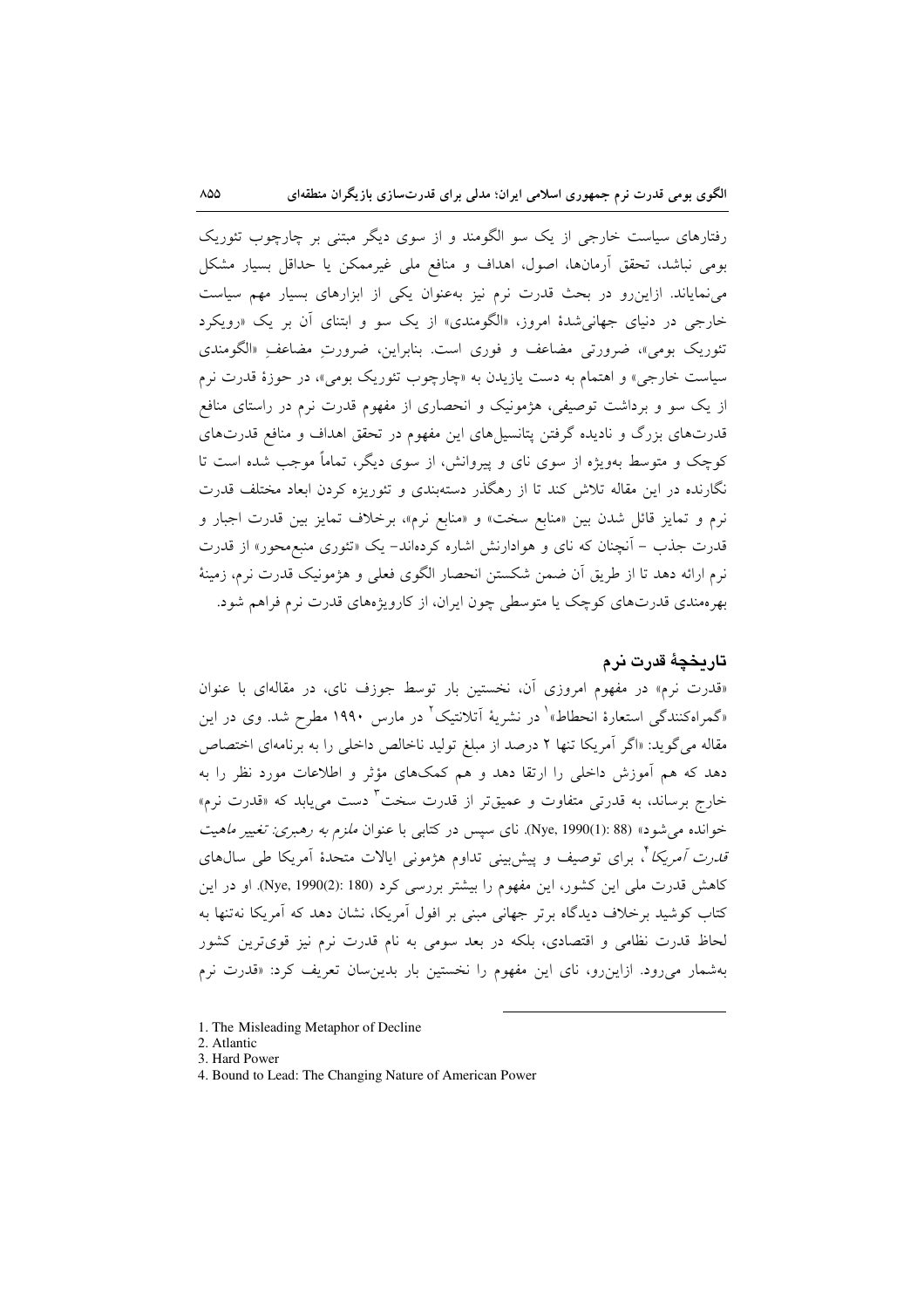رفتارهای سیاست خارجی از یک سو الگومند و از سوی دیگر مبتنی بر چارچوب تئوریک بومی نباشد، تحقق آرمان‌ها، اصول، اهداف و منافع ملی غیرممکن یا حداقل بسیار مشکل می‌نمایاند. ازاین‌رو در بحث قدرت نرم نیز به‌عنوان یکی از ابزارهای بسیار مهم سیاست خارجی در دنیای جهانی‌شدهٔ امروز، «الگومندی» از یک سو و ابتنای آن بر یک «رویکرد تئوریک بومی»، ضرورتی مضاعف و فوری است. بنابراین، ضرورتِ مضاعفِ «الگومندی سیاست خارجی» و اهتمام به دست یازیدن به «چارچوب تئوریک بومی»، در حوزهٔ قدرت نرم از یک سو و برداشت توصیفی، هژمونیک و انحصاری از مفهوم قدرت نرم در راستای منافع قدرت‌های بزرگ و نادیده گرفتن پتانسیل‌های این مفهوم در تحقق اهداف و منافع قدرت‌های کوچک و متوسط به‌ویژه از سوی نای و پیروانش، از سوی دیگر، تماماً موجب شده است تا نگارنده در این مقاله تلاش کند تا از رهگذر دسته‌بندی و تئوریزه کردن ابعاد مختلف قدرت نرم و تمایز قائل شدن بین «منابع سخت» و «منابع نرم»، برخلاف تمایز بین قدرت اجبار و قدرت جذب – آنچنان که نای و هوادارنش اشاره کرده‌اند- یک «تئوری منبع‌محور» از قدرت نرم ارائه دهد تا از طریق آن ضمن شکستن انحصار الگوی فعلی و هژمونیک قدرت نرم، زمینهٔ بهره‌مندی قدرت‌های کوچک یا متوسطی چون ایران، از کارویژه‌های قدرت نرم فراهم شود.

## تاریخچهٔ قدرت نرم

«قدرت نرم» در مفهوم امروزی آن، نخستین بار توسط جوزف نای، در مقاله‌ای با عنوان «گمراه‌کنندگی استعارهٔ انحطاط»[1] در نشریهٔ آتلانتیک[2] در مارس ۱۹۹۰ مطرح شد. وی در این مقاله می‌گوید: «اگر آمریکا تنها ۲ درصد از مبلغ تولید ناخالص داخلی را به برنامه‌ای اختصاص دهد که هم آموزش داخلی را ارتقا دهد و هم کمک‌های مؤثر و اطلاعات مورد نظر را به خارج برساند، به قدرتی متفاوت و عمیق‌تر از قدرت سخت[3] دست می‌یابد که «قدرت نرم» خوانده می‌شود» (Nye, 1990(1): 88). نای سپس در کتابی با عنوان *ملزم به رهبری: تغییر ماهیت قدرت آمریکا*[4]، برای توصیف و پیش‌بینی تداوم هژمونی ایالات متحدهٔ آمریکا طی سال‌های کاهش قدرت ملی این کشور، این مفهوم را بیشتر بررسی کرد (Nye, 1990(2): 180). او در این کتاب کوشید برخلاف دیدگاه برتر جهانی مبنی بر افول آمریکا، نشان دهد که آمریکا نه‌تنها به لحاظ قدرت نظامی و اقتصادی، بلکه در بعد سومی به نام قدرت نرم نیز قوی‌ترین کشور به‌شمار می‌رود. ازاین‌رو، نای این مفهوم را نخستین بار بدین‌سان تعریف کرد: «قدرت نرم

---

1. The Misleading Metaphor of Decline
2. Atlantic
3. Hard Power
4. Bound to Lead: The Changing Nature of American Power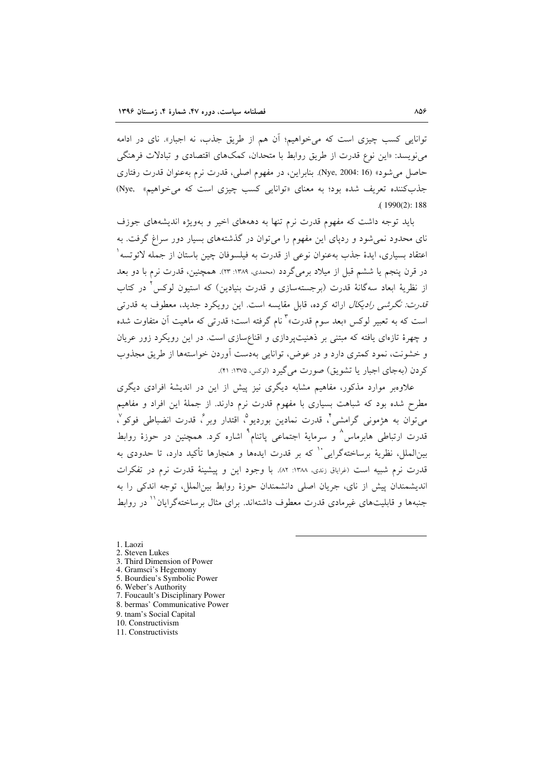توانایی کسب چیزی است که می‌خواهیم؛ آن هم از طریق جذب، نه اجبار». نای در ادامه می‌نویسد: «این نوع قدرت از طریق روابط با متحدان، کمک‌های اقتصادی و تبادلات فرهنگی حاصل می‌شود» (Nye, 2004: 16). بنابراین، در مفهوم اصلی، قدرت نرم به‌عنوان قدرت رفتاری جذب‌کننده تعریف شده بود؛ به معنای «توانایی کسب چیزی است که می‌خواهیم» (Nye, 1990(2): 188).

باید توجه داشت که مفهوم قدرت نرم تنها به دهه‌های اخیر و به‌ویژه اندیشه‌های جوزف نای محدود نمی‌شود و ردپای این مفهوم را می‌توان در گذشته‌های بسیار دور سراغ گرفت. به اعتقاد بسیاری، ایدهٔ جذب به‌عنوان نوعی از قدرت به فیلسوفان چین باستان از جمله لائوتسه[1] در قرن پنجم یا ششم قبل از میلاد برمی‌گردد (محمدی، ۱۳۸۹: ۲۳). همچنین، قدرت نرم با دو بعد از نظریهٔ ابعاد سه‌گانهٔ قدرت (برجسته‌سازی و قدرت بنیادین) که استیون لوکس[2] در کتاب *قدرت: نگرشی رادیکال* ارائه کرده، قابل مقایسه است. این رویکرد جدید، معطوف به قدرتی است که به تعبیر لوکس «بعد سوم قدرت»[3] نام گرفته است؛ قدرتی که ماهیت آن متفاوت شده و چهرهٔ تازه‌ای یافته که مبتنی بر ذهنیت‌پردازی و اقناع‌سازی است. در این رویکرد زور عریان و خشونت، نمود کمتری دارد و در عوض، توانایی به‌دست آوردن خواسته‌ها از طریق مجذوب کردن (به‌جای اجبار یا تشویق) صورت می‌گیرد (لوکس، ۱۳۷۵: ۴۱).

علاوه‌بر موارد مذکور، مفاهیم مشابه دیگری نیز پیش از این در اندیشهٔ افرادی دیگری مطرح شده بود که شباهت بسیاری با مفهوم قدرت نرم دارند. از جملهٔ این افراد و مفاهیم می‌توان به هژمونی گرامشی[4]، قدرت نمادین بوردیو[5]، اقتدار وبر[6]، قدرت انضباطی فوکو[7]، قدرت ارتباطی هابرماس[8] و سرمایهٔ اجتماعی پاتنام[9] اشاره کرد. همچنین در حوزهٔ روابط بین‌الملل، نظریهٔ برساخته‌گرایی[10] که بر قدرت ایده‌ها و هنجارها تأکید دارد، تا حدودی به قدرت نرم شبیه است (غرایاق زندی، ۱۳۸۸: ۸۲). با وجود این و پیشینهٔ قدرت نرم در تفکرات اندیشمندان پیش از نای، جریان اصلی دانشمندان حوزهٔ روابط بین‌الملل، توجه اندکی را به جنبه‌ها و قابلیت‌های غیرمادی قدرت معطوف داشته‌اند. برای مثال برساخته‌گرایان[11] در روابط

---

1. Laozi
2. Steven Lukes
3. Third Dimension of Power
4. Gramsci's Hegemony
5. Bourdieu's Symbolic Power
6. Weber's Authority
7. Foucault's Disciplinary Power
8. bermas' Communicative Power
9. tnam's Social Capital
10. Constructivism
11. Constructivists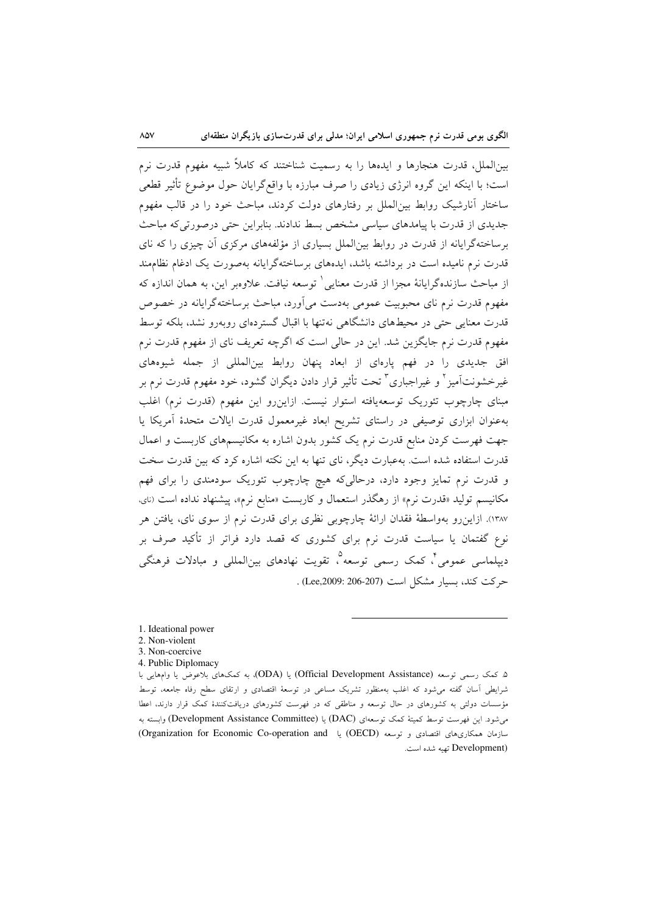بین‌الملل، قدرت هنجارها و ایده‌ها را به رسمیت شناختند که کاملاً شبیه مفهوم قدرت نرم است؛ با اینکه این گروه انرژی زیادی را صرف مبارزه با واقع‌گرایان حول موضوع تأثیر قطعی ساختار آنارشیک روابط بین‌الملل بر رفتارهای دولت کردند، مباحث خود را در قالب مفهوم جدیدی از قدرت با پیامدهای سیاسی مشخص بسط ندادند. بنابراین حتی درصورتی‌که مباحث برساخته‌گرایانه از قدرت در روابط بین‌الملل بسیاری از مؤلفه‌های مرکزی آن چیزی را که نای قدرت نرم نامیده است در برداشته باشد، ایده‌های برساخته‌گرایانه به‌صورت یک ادغام نظام‌مند از مباحث سازنده‌گرایانهٔ مجزا از قدرت معنایی[1] توسعه نیافت. علاوه‌بر این، به همان اندازه که مفهوم قدرت نرم نای محبوبیت عمومی به‌دست می‌آورد، مباحث برساخته‌گرایانه در خصوص قدرت معنایی حتی در محیط‌های دانشگاهی نه‌تنها با اقبال گسترده‌ای روبه‌رو نشد، بلکه توسط مفهوم قدرت نرم جایگزین شد. این در حالی است که اگرچه تعریف نای از مفهوم قدرت نرم افق جدیدی را در فهم پاره‌ای از ابعاد پنهان روابط بین‌المللی از جمله شیوه‌های غیرخشونت‌آمیز[2] و غیراجباری[3] تحت تأثیر قرار دادن دیگران گشود، خود مفهوم قدرت نرم بر مبنای چارچوب تئوریک توسعه‌یافته استوار نیست. ازاین‌رو این مفهوم (قدرت نرم) اغلب به‌عنوان ابزاری توصیفی در راستای تشریح ابعاد غیرمعمول قدرت ایالات متحدهٔ آمریکا یا جهت فهرست کردن منابع قدرت نرم یک کشور بدون اشاره به مکانیسم‌های کاربست و اعمال قدرت استفاده شده است. به‌عبارت دیگر، نای تنها به این نکته اشاره کرد که بین قدرت سخت و قدرت نرم تمایز وجود دارد، درحالی‌که هیچ چارچوب تئوریک سودمندی را برای فهم مکانیسم تولید «قدرت نرم» از رهگذر استعمال و کاربست «منابع نرم»، پیشنهاد نداده است (نای، ۱۳۸۷). ازاین‌رو به‌واسطهٔ فقدان ارائهٔ چارچوبی نظری برای قدرت نرم از سوی نای، یافتن هر نوع گفتمان یا سیاست قدرت نرم برای کشوری که قصد دارد فراتر از تأکید صرف بر دیپلماسی عمومی[4]، کمک رسمی توسعه[5]، تقویت نهادهای بین‌المللی و مبادلات فرهنگی حرکت کند، بسیار مشکل است (Lee,2009: 206-207) .

---

1. Ideational power
2. Non-violent
3. Non-coercive
4. Public Diplomacy
5. کمک رسمی توسعه (Official Development Assistance) یا (ODA)، به کمک‌های بلاعوض یا وام‌هایی با شرایطی آسان گفته می‌شود که اغلب به‌منظور تشریک مساعی در توسعهٔ اقتصادی و ارتقای سطح رفاه جامعه، توسط مؤسسات دولتی به کشورهای در حال توسعه و مناطقی که در فهرست کشورهای دریافت‌کنندهٔ کمک قرار دارند، اعطا می‌شود. این فهرست توسط کمیتهٔ کمک توسعه‌ای (DAC) یا (Development Assistance Committee) وابسته به سازمان همکاری‌های اقتصادی و توسعه (OECD) یا (Organization for Economic Co-operation and Development) تهیه شده است.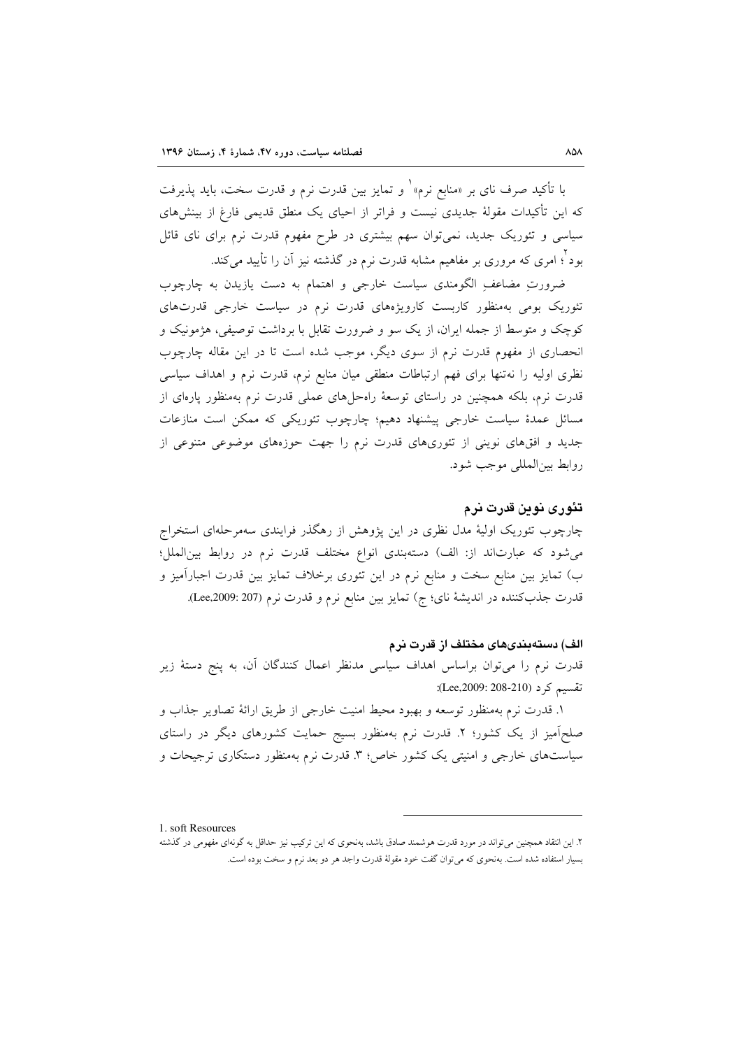با تأکید صرف نای بر «منابع نرم»[1] و تمایز بین قدرت نرم و قدرت سخت، باید پذیرفت که این تأکیدات مقولهٔ جدیدی نیست و فراتر از احیای یک منطق قدیمی فارغ از بینش‌های سیاسی و تئوریک جدید، نمی‌توان سهم بیشتری در طرح مفهوم قدرت نرم برای نای قائل بود[2]؛ امری که مروری بر مفاهیم مشابه قدرت نرم در گذشته نیز آن را تأیید می‌کند.

ضرورتِ مضاعفِ الگومندی سیاست خارجی و اهتمام به دست یازیدن به چارچوب تئوریک بومی به‌منظور کاربست کارویژه‌های قدرت نرم در سیاست خارجی قدرت‌های کوچک و متوسط از جمله ایران، از یک سو و ضرورت تقابل با برداشت توصیفی، هژمونیک و انحصاری از مفهوم قدرت نرم از سوی دیگر، موجب شده است تا در این مقاله چارچوب نظری اولیه را نه‌تنها برای فهم ارتباطات منطقی میان منابع نرم، قدرت نرم و اهداف سیاسی قدرت نرم، بلکه همچنین در راستای توسعهٔ راه‌حل‌های عملی قدرت نرم به‌منظور پاره‌ای از مسائل عمدهٔ سیاست خارجی پیشنهاد دهیم؛ چارچوب تئوریکی که ممکن است منازعات جدید و افق‌های نوینی از تئوری‌های قدرت نرم را جهت حوزه‌های موضوعی متنوعی از روابط بین‌المللی موجب شود.

## تئوری نوین قدرت نرم

چارچوب تئوریک اولیهٔ مدل نظری در این پژوهش از رهگذر فرایندی سه‌مرحله‌ای استخراج می‌شود که عبارت‌اند از: الف) دسته‌بندی انواع مختلف قدرت نرم در روابط بین‌الملل؛ ب) تمایز بین منابع سخت و منابع نرم در این تئوری برخلاف تمایز بین قدرت اجبارآمیز و قدرت جذب‌کننده در اندیشهٔ نای؛ ج) تمایز بین منابع نرم و قدرت نرم (Lee,2009: 207).

### الف) دسته‌بندی‌های مختلف از قدرت نرم

قدرت نرم را می‌توان براساس اهداف سیاسی مدنظر اعمال کنندگان آن، به پنج دستهٔ زیر تقسیم کرد (Lee,2009: 208-210):

۱. قدرت نرم به‌منظور توسعه و بهبود محیط امنیت خارجی از طریق ارائهٔ تصاویر جذاب و صلح‌آمیز از یک کشور؛ ۲. قدرت نرم به‌منظور بسیج حمایت کشورهای دیگر در راستای سیاست‌های خارجی و امنیتی یک کشور خاص؛ ۳. قدرت نرم به‌منظور دستکاری ترجیحات و

---

1. soft Resources

۲. این انتقاد همچنین می‌تواند در مورد قدرت هوشمند صادق باشد، به‌نحوی که این ترکیب نیز حداقل به گونه‌ای مفهومی در گذشته بسیار استفاده شده است. به‌نحوی که می‌توان گفت خود مقولهٔ قدرت واجد هر دو بعد نرم و سخت بوده است.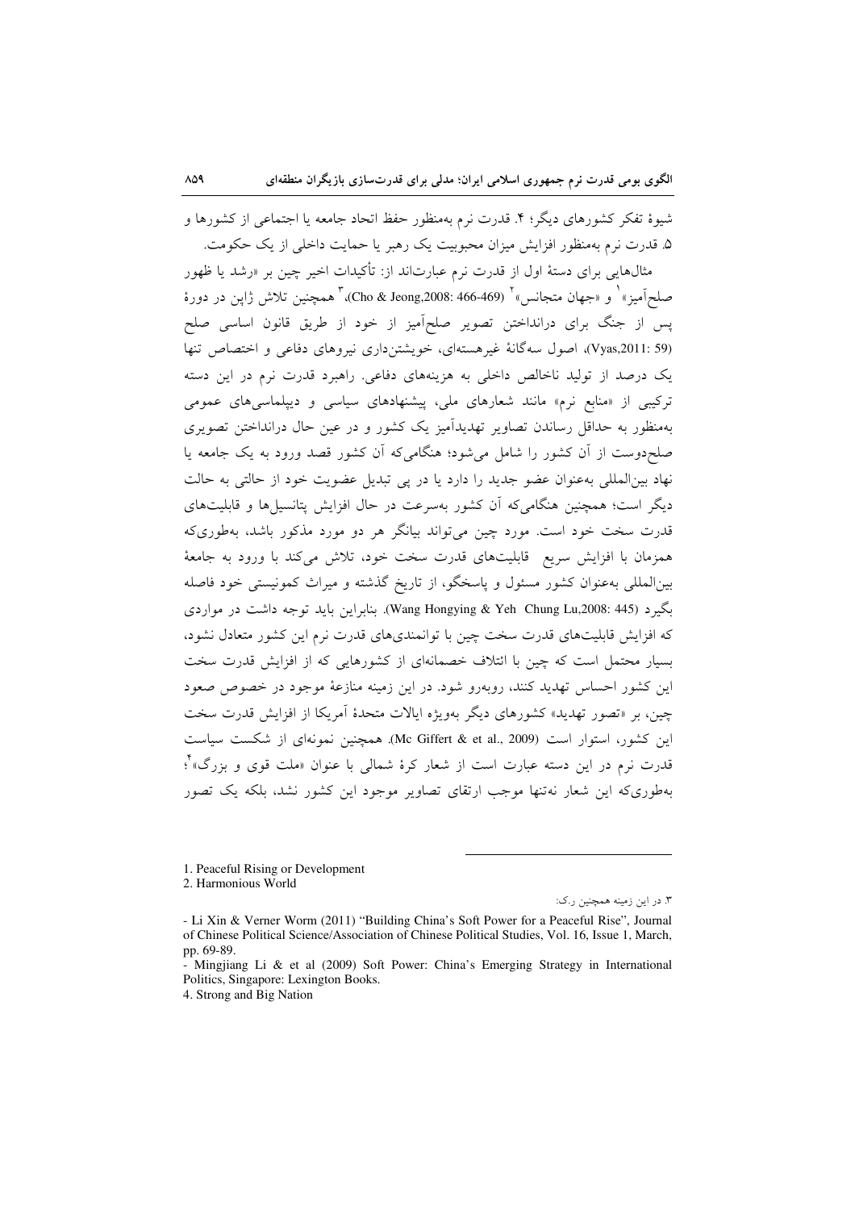شیوهٔ تفکر کشورهای دیگر؛ ۴. قدرت نرم به‌منظور حفظ اتحاد جامعه یا اجتماعی از کشورها و ۵. قدرت نرم به‌منظور افزایش میزان محبوبیت یک رهبر یا حمایت داخلی از یک حکومت.

مثال‌هایی برای دستهٔ اول از قدرت نرم عبارت‌اند از: تأکیدات اخیر چین بر «رشد یا ظهور صلح‌آمیز»[1] و «جهان متجانس»[2] (Cho & Jeong,2008: 466-469)،[3] همچنین تلاش ژاپن در دورهٔ پس از جنگ برای درانداختن تصویر صلح‌آمیز از خود از طریق قانون اساسی صلح (Vyas,2011: 59)، اصول سه‌گانهٔ غیرهسته‌ای، خویشتن‌داری نیروهای دفاعی و اختصاص تنها یک درصد از تولید ناخالص داخلی به هزینه‌های دفاعی. راهبرد قدرت نرم در این دسته ترکیبی از «منابع نرم» مانند شعارهای ملی، پیشنهادهای سیاسی و دیپلماسی‌های عمومی به‌منظور به حداقل رساندن تصاویر تهدیدآمیز یک کشور و در عین حال درانداختن تصویری صلح‌دوست از آن کشور را شامل می‌شود؛ هنگامی‌که آن کشور قصد ورود به یک جامعه یا نهاد بین‌المللی به‌عنوان عضو جدید را دارد یا در پی تبدیل عضویت خود از حالتی به حالت دیگر است؛ همچنین هنگامی‌که آن کشور به‌سرعت در حال افزایش پتانسیل‌ها و قابلیت‌های قدرت سخت خود است. مورد چین می‌تواند بیانگر هر دو مورد مذکور باشد، به‌طوری‌که همزمان با افزایش سریع قابلیت‌های قدرت سخت خود، تلاش می‌کند با ورود به جامعهٔ بین‌المللی به‌عنوان کشور مسئول و پاسخگو، از تاریخ گذشته و میراث کمونیستی خود فاصله بگیرد (Wang Hongying & Yeh Chung Lu,2008: 445). بنابراین باید توجه داشت در مواردی که افزایش قابلیت‌های قدرت سخت چین با توانمندی‌های قدرت نرم این کشور متعادل نشود، بسیار محتمل است که چین با ائتلاف خصمانه‌ای از کشورهایی که از افزایش قدرت سخت این کشور احساس تهدید کنند، روبه‌رو شود. در این زمینه منازعهٔ موجود در خصوص صعود چین، بر «تصور تهدید» کشورهای دیگر به‌ویژه ایالات متحدهٔ آمریکا از افزایش قدرت سخت این کشور، استوار است (Mc Giffert & et al., 2009). همچنین نمونه‌ای از شکست سیاست قدرت نرم در این دسته عبارت است از شعار کرهٔ شمالی با عنوان «ملت قوی و بزرگ»[4]؛ به‌طوری‌که این شعار نه‌تنها موجب ارتقای تصاویر موجود این کشور نشد، بلکه یک تصور

---

1. Peaceful Rising or Development
2. Harmonious World
3. در این زمینه همچنین ر.ک:
- Li Xin & Verner Worm (2011) "Building China's Soft Power for a Peaceful Rise", Journal of Chinese Political Science/Association of Chinese Political Studies, Vol. 16, Issue 1, March, pp. 69-89.
- Mingjiang Li & et al (2009) Soft Power: China's Emerging Strategy in International Politics, Singapore: Lexington Books.
4. Strong and Big Nation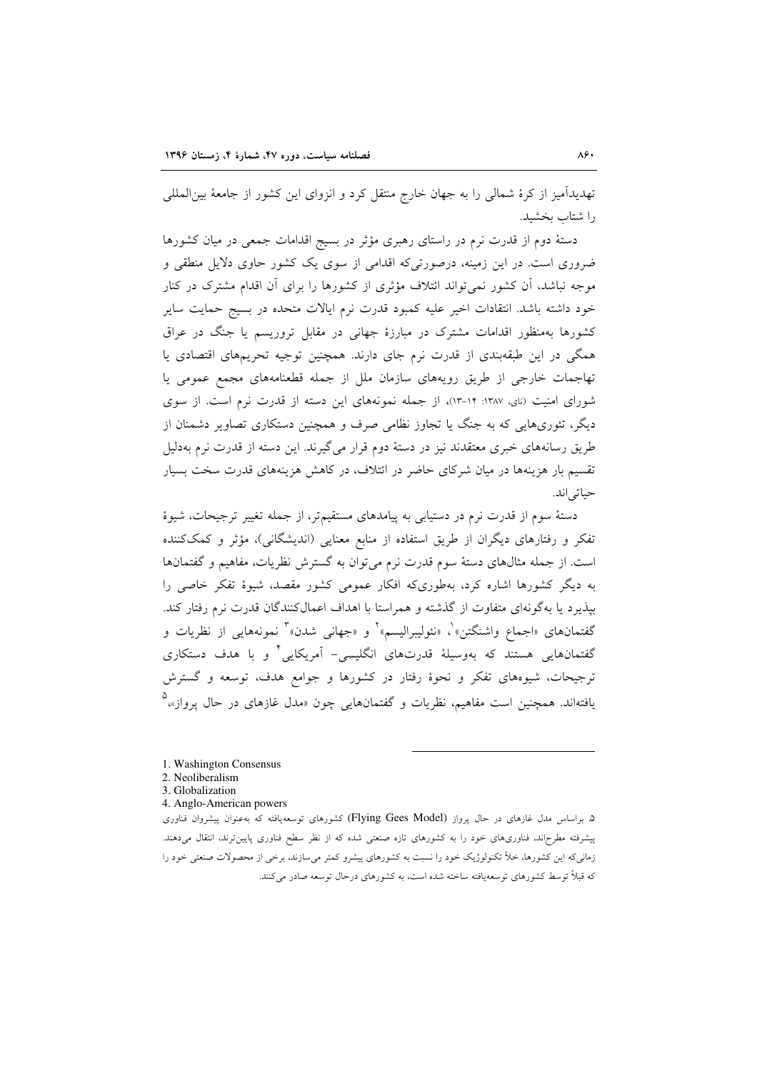تهدیدآمیز از کرهٔ شمالی را به جهان خارج منتقل کرد و انزوای این کشور از جامعهٔ بین‌المللی را شتاب بخشید.

دستهٔ دوم از قدرت نرم در راستای رهبری مؤثر در بسیج اقدامات جمعی در میان کشورها ضروری است. در این زمینه، درصورتی‌که اقدامی از سوی یک کشور حاوی دلایل منطقی و موجه نباشد، آن کشور نمی‌تواند ائتلاف مؤثری از کشورها را برای آن اقدام مشترک در کنار خود داشته باشد. انتقادات اخیر علیه کمبود قدرت نرم ایالات متحده در بسیج حمایت سایر کشورها به‌منظور اقدامات مشترک در مبارزهٔ جهانی در مقابل تروریسم یا جنگ در عراق همگی در این طبقه‌بندی از قدرت نرم جای دارند. همچنین توجیه تحریم‌های اقتصادی یا تهاجمات خارجی از طریق رویه‌های سازمان ملل از جمله قطعنامه‌های مجمع عمومی یا شورای امنیت (نای، ۱۳۸۷: ۱۴-۱۳)، از جمله نمونه‌های این دسته از قدرت نرم است. از سوی دیگر، تئوری‌هایی که به جنگ یا تجاوز نظامی صرف و همچنین دستکاری تصاویر دشمنان از طریق رسانه‌های خبری معتقدند نیز در دستهٔ دوم قرار می‌گیرند. این دسته از قدرت نرم به‌دلیل تقسیم بار هزینه‌ها در میان شرکای حاضر در ائتلاف، در کاهش هزینه‌های قدرت سخت بسیار حیاتی‌اند.

دستهٔ سوم از قدرت نرم در دستیابی به پیامدهای مستقیم‌تر، از جمله تغییر ترجیحات، شیوهٔ تفکر و رفتارهای دیگران از طریق استفاده از منابع معنایی (اندیشگانی)، مؤثر و کمک‌کننده است. از جمله مثال‌های دستهٔ سوم قدرت نرم می‌توان به گسترش نظریات، مفاهیم و گفتمان‌ها به دیگر کشورها اشاره کرد، به‌طوری‌که افکار عمومی کشور مقصد، شیوهٔ تفکر خاصی را بپذیرد یا به‌گونه‌ای متفاوت از گذشته و همراستا با اهداف اعمال‌کنندگان قدرت نرم رفتار کند. گفتمان‌های «اجماع واشنگتن»[1]، «نئولیبرالیسم»[2] و «جهانی شدن»[3] نمونه‌هایی از نظریات و گفتمان‌هایی هستند که به‌وسیلهٔ قدرت‌های انگلیسی- آمریکایی[4] و با هدف دستکاری ترجیحات، شیوه‌های تفکر و نحوهٔ رفتار در کشورها و جوامع هدف، توسعه و گسترش یافته‌اند. همچنین است مفاهیم، نظریات و گفتمان‌هایی چون «مدل غازهای در حال پرواز»[5]

---

1. Washington Consensus
2. Neoliberalism
3. Globalization
4. Anglo-American powers
5. براساس مدل غازهای در حال پرواز (Flying Gees Model) کشورهای توسعه‌یافته که به‌عنوان پیشروان فناوری پیشرفته مطرح‌اند، فناوری‌های خود را به کشورهای تازه صنعتی شده که از نظر سطح فناوری پایین‌ترند، انتقال می‌دهند. زمانی‌که این کشورها، خلأ تکنولوژیک خود را نسبت به کشورهای پیشرو کمتر می‌سازند، برخی از محصولات صنعتی خود را که قبلاً توسط کشورهای توسعه‌یافته ساخته شده است، به کشورهای درحال توسعه صادر می‌کنند.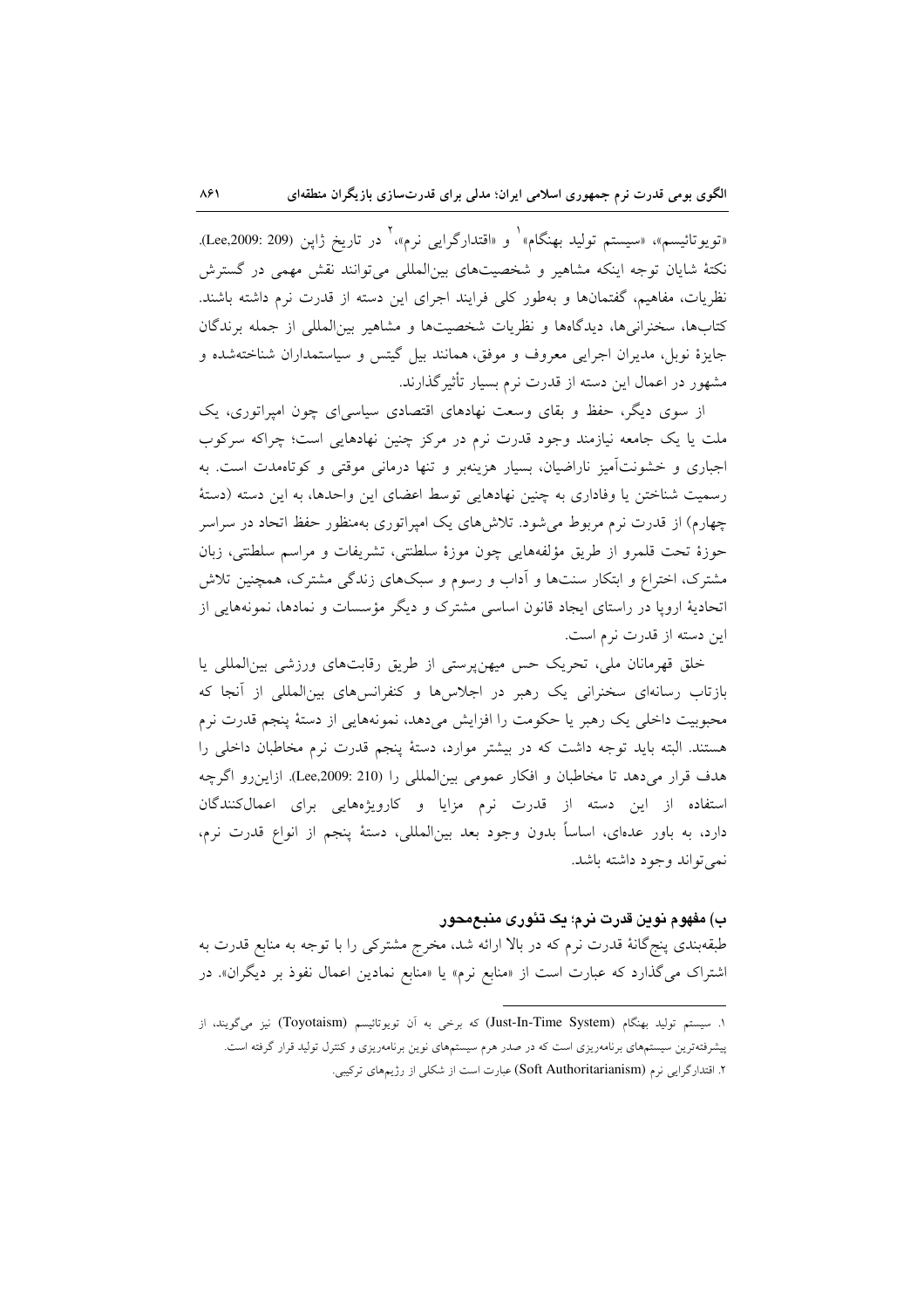«تویوتائیسم»، «سیستم تولید بهنگام»[1] و «اقتدارگرایی نرم»،[2] در تاریخ ژاپن (Lee,2009: 209). نکتهٔ شایان توجه اینکه مشاهیر و شخصیت‌های بین‌المللی می‌توانند نقش مهمی در گسترش نظریات، مفاهیم، گفتمان‌ها و به‌طور کلی فرایند اجرای این دسته از قدرت نرم داشته باشند. کتاب‌ها، سخنرانی‌ها، دیدگاه‌ها و نظریات شخصیت‌ها و مشاهیر بین‌المللی از جمله برندگان جایزهٔ نوبل، مدیران اجرایی معروف و موفق، همانند بیل گیتس و سیاستمداران شناخته‌شده و مشهور در اعمال این دسته از قدرت نرم بسیار تأثیرگذارند.

از سوی دیگر، حفظ و بقای وسعت نهادهای اقتصادی سیاسی‌ای چون امپراتوری، یک ملت یا یک جامعه نیازمند وجود قدرت نرم در مرکز چنین نهادهایی است؛ چراکه سرکوب اجباری و خشونت‌آمیز ناراضیان، بسیار هزینه‌بر و تنها درمانی موقتی و کوتاه‌مدت است. به رسمیت شناختن یا وفاداری به چنین نهادهایی توسط اعضای این واحدها، به این دسته (دستهٔ چهارم) از قدرت نرم مربوط می‌شود. تلاش‌های یک امپراتوری به‌منظور حفظ اتحاد در سراسر حوزهٔ تحت قلمرو از طریق مؤلفه‌هایی چون موزهٔ سلطنتی، تشریفات و مراسم سلطنتی، زبان مشترک، اختراع و ابتکار سنت‌ها و آداب و رسوم و سبک‌های زندگی مشترک، همچنین تلاش اتحادیهٔ اروپا در راستای ایجاد قانون اساسی مشترک و دیگر مؤسسات و نمادها، نمونه‌هایی از این دسته از قدرت نرم است.

خلق قهرمانان ملی، تحریک حس میهن‌پرستی از طریق رقابت‌های ورزشی بین‌المللی یا بازتاب رسانه‌ای سخنرانی یک رهبر در اجلاس‌ها و کنفرانس‌های بین‌المللی از آنجا که محبوبیت داخلی یک رهبر یا حکومت را افزایش می‌دهد، نمونه‌هایی از دستهٔ پنجم قدرت نرم هستند. البته باید توجه داشت که در بیشتر موارد، دستهٔ پنجم قدرت نرم مخاطبان داخلی را هدف قرار می‌دهد تا مخاطبان و افکار عمومی بین‌المللی را (Lee,2009: 210). ازاین‌رو اگرچه استفاده از این دسته از قدرت نرم مزایا و کارویژه‌هایی برای اعمال‌کنندگان دارد، به باور عده‌ای، اساساً بدون وجود بعد بین‌المللی، دستهٔ پنجم از انواع قدرت نرم، نمی‌تواند وجود داشته باشد.

### ب) مفهوم نوین قدرت نرم؛ یک تئوری منبع‌محور

طبقه‌بندی پنج‌گانهٔ قدرت نرم که در بالا ارائه شد، مخرج مشترکی را با توجه به منابع قدرت به اشتراک می‌گذارد که عبارت است از «منابع نرم» یا «منابع نمادین اعمال نفوذ بر دیگران». در

---

۱. سیستم تولید بهنگام (Just-In-Time System) که برخی به آن تویوتائیسم (Toyotaism) نیز می‌گویند، از پیشرفته‌ترین سیستم‌های برنامه‌ریزی است که در صدر هرم سیستم‌های نوین برنامه‌ریزی و کنترل تولید قرار گرفته است.

۲. اقتدارگرایی نرم (Soft Authoritarianism) عبارت است از شکلی از رژیم‌های ترکیبی.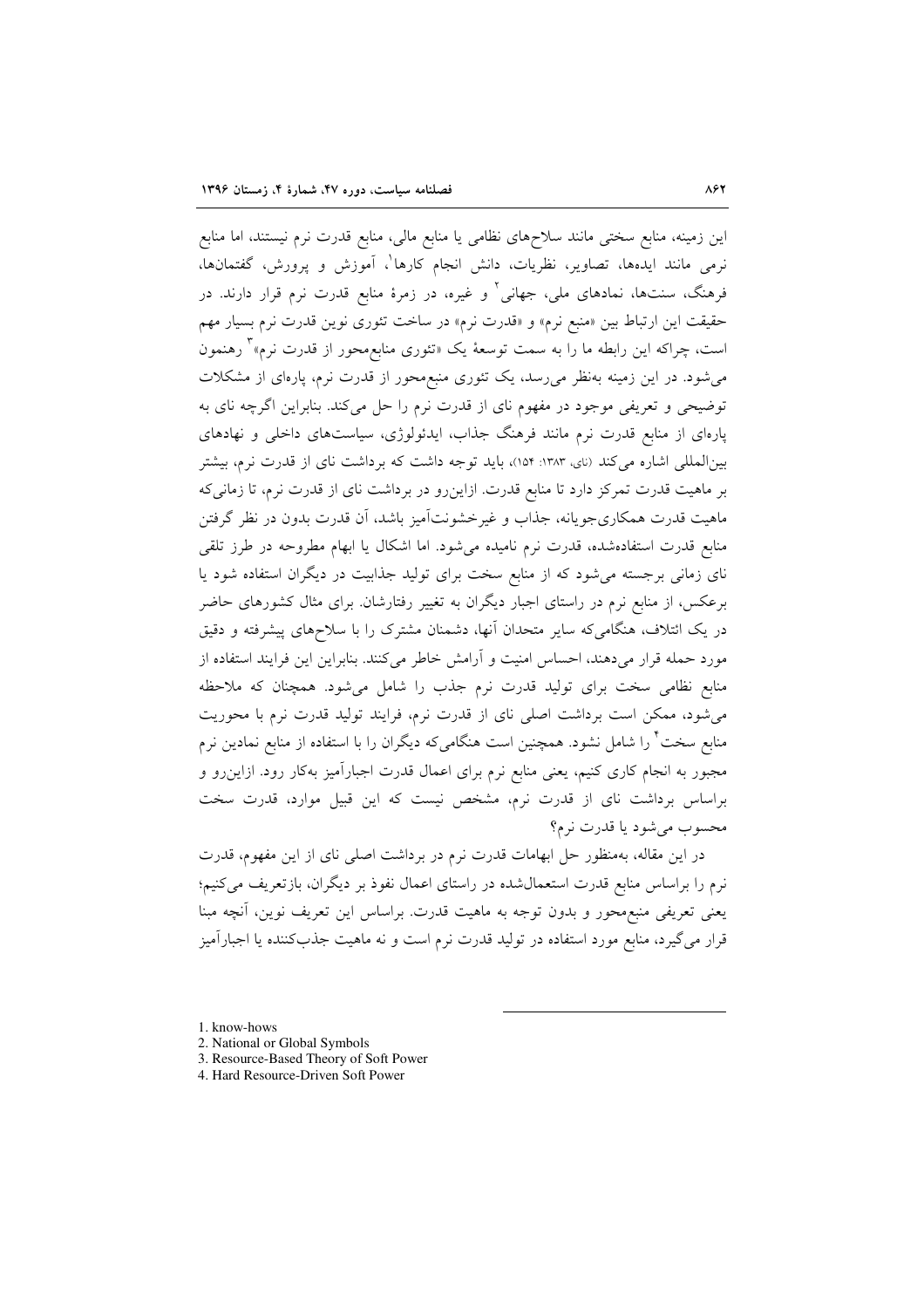این زمینه، منابع سختی مانند سلاح‌های نظامی یا منابع مالی، منابع قدرت نرم نیستند، اما منابع نرمی مانند ایده‌ها، تصاویر، نظریات، دانش انجام کارها[1]، آموزش و پرورش، گفتمان‌ها، فرهنگ، سنت‌ها، نمادهای ملی، جهانی[2] و غیره، در زمرهٔ منابع قدرت نرم قرار دارند. در حقیقت این ارتباط بین «منبع نرم» و «قدرت نرم» در ساخت تئوری نوین قدرت نرم بسیار مهم است، چراکه این رابطه ما را به سمت توسعهٔ یک «تئوری منابع‌محور از قدرت نرم»[3] رهنمون می‌شود. در این زمینه به‌نظر می‌رسد، یک تئوری منبع‌محور از قدرت نرم، پاره‌ای از مشکلات توضیحی و تعریفی موجود در مفهوم نای از قدرت نرم را حل می‌کند. بنابراین اگرچه نای به پاره‌ای از منابع قدرت نرم مانند فرهنگ جذاب، ایدئولوژی، سیاست‌های داخلی و نهادهای بین‌المللی اشاره می‌کند (نای، ۱۳۸۳: ۱۵۴)، باید توجه داشت که برداشت نای از قدرت نرم، بیشتر بر ماهیت قدرت تمرکز دارد تا منابع قدرت. ازاین‌رو در برداشت نای از قدرت نرم، تا زمانی‌که ماهیت قدرت همکاری‌جویانه، جذاب و غیرخشونت‌آمیز باشد، آن قدرت بدون در نظر گرفتن منابع قدرت استفاده‌شده، قدرت نرم نامیده می‌شود. اما اشکال یا ابهام مطروحه در طرز تلقی نای زمانی برجسته می‌شود که از منابع سخت برای تولید جذابیت در دیگران استفاده شود یا برعکس، از منابع نرم در راستای اجبار دیگران به تغییر رفتارشان. برای مثال کشورهای حاضر در یک ائتلاف، هنگامی‌که سایر متحدان آنها، دشمنان مشترک را با سلاح‌های پیشرفته و دقیق مورد حمله قرار می‌دهند، احساس امنیت و آرامش خاطر می‌کنند. بنابراین این فرایند استفاده از منابع نظامی سخت برای تولید قدرت نرم جذب را شامل می‌شود. همچنان که ملاحظه می‌شود، ممکن است برداشت اصلی نای از قدرت نرم، فرایند تولید قدرت نرم با محوریت منابع سخت[4] را شامل نشود. همچنین است هنگامی‌که دیگران را با استفاده از منابع نمادین نرم مجبور به انجام کاری کنیم، یعنی منابع نرم برای اعمال قدرت اجبارآمیز به‌کار رود. ازاین‌رو و براساس برداشت نای از قدرت نرم، مشخص نیست که این قبیل موارد، قدرت سخت محسوب می‌شود یا قدرت نرم؟

در این مقاله، به‌منظور حل ابهامات قدرت نرم در برداشت اصلی نای از این مفهوم، قدرت نرم را براساس منابع قدرت استعمال‌شده در راستای اعمال نفوذ بر دیگران، بازتعریف می‌کنیم؛ یعنی تعریفی منبع‌محور و بدون توجه به ماهیت قدرت. براساس این تعریف نوین، آنچه مبنا قرار می‌گیرد، منابع مورد استفاده در تولید قدرت نرم است و نه ماهیت جذب‌کننده یا اجبارآمیز

---

1. know-hows
2. National or Global Symbols
3. Resource-Based Theory of Soft Power
4. Hard Resource-Driven Soft Power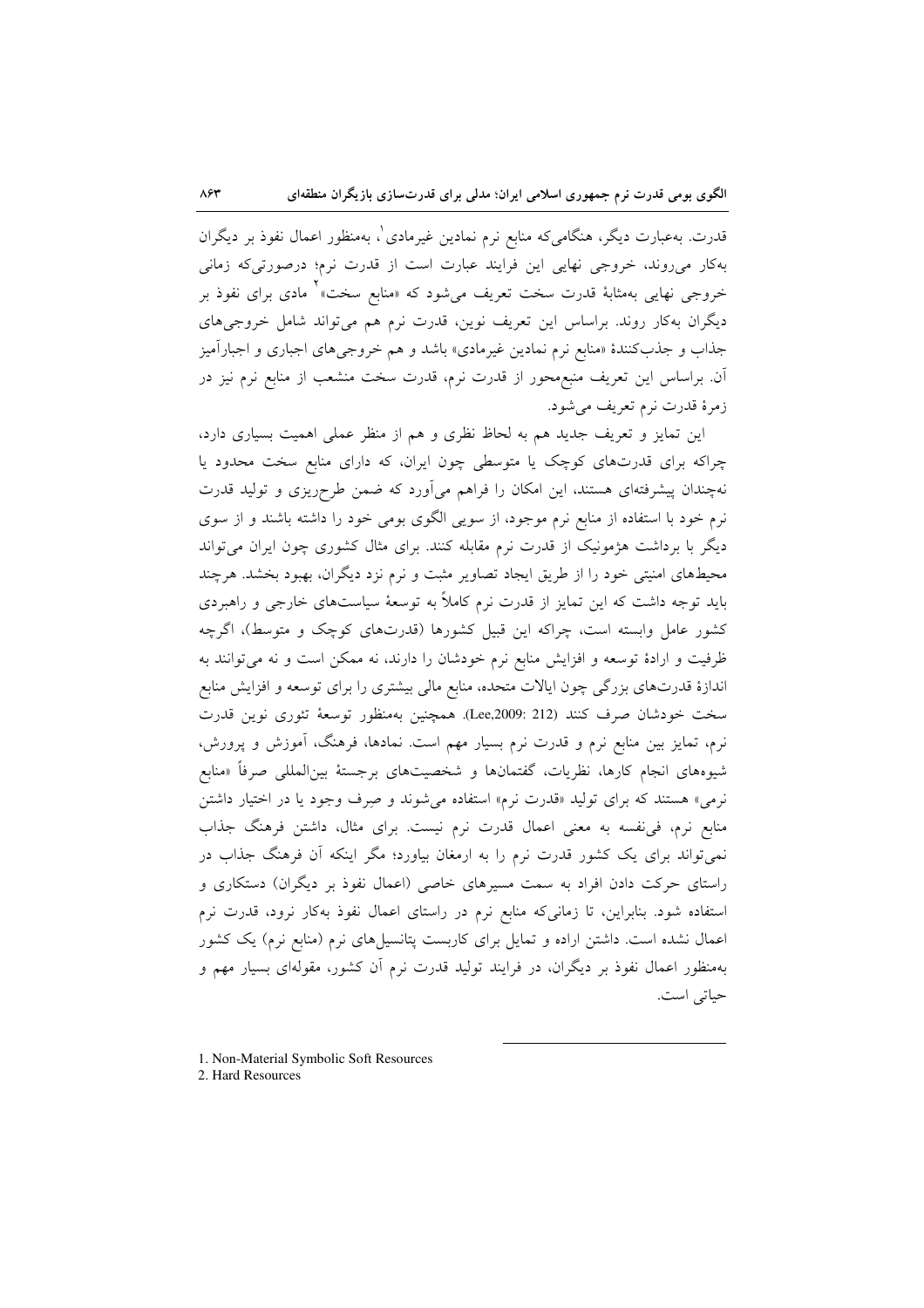قدرت. به‌عبارت دیگر، هنگامی‌که منابع نرم نمادین غیرمادی[1]، به‌منظور اعمال نفوذ بر دیگران به‌کار می‌روند، خروجی نهایی این فرایند عبارت است از قدرت نرم؛ درصورتی‌که زمانی خروجی نهایی به‌مثابهٔ قدرت سخت تعریف می‌شود که «منابع سخت»[2] مادی برای نفوذ بر دیگران به‌کار روند. براساس این تعریف نوین، قدرت نرم هم می‌تواند شامل خروجی‌های جذاب و جذب‌کنندهٔ «منابع نرم نمادین غیرمادی» باشد و هم خروجی‌های اجباری و اجبارآمیز آن. براساس این تعریف منبع‌محور از قدرت نرم، قدرت سخت منشعب از منابع نرم نیز در زمرهٔ قدرت نرم تعریف می‌شود.

این تمایز و تعریف جدید هم به لحاظ نظری و هم از منظر عملی اهمیت بسیاری دارد، چراکه برای قدرت‌های کوچک یا متوسطی چون ایران، که دارای منابع سخت محدود یا نه‌چندان پیشرفته‌ای هستند، این امکان را فراهم می‌آورد که ضمن طرح‌ریزی و تولید قدرت نرم خود با استفاده از منابع نرم موجود، از سویی الگوی بومی خود را داشته باشند و از سوی دیگر با برداشت هژمونیک از قدرت نرم مقابله کنند. برای مثال کشوری چون ایران می‌تواند محیط‌های امنیتی خود را از طریق ایجاد تصاویر مثبت و نرم نزد دیگران، بهبود بخشد. هرچند باید توجه داشت که این تمایز از قدرت نرم کاملاً به توسعهٔ سیاست‌های خارجی و راهبردی کشور عامل وابسته است، چراکه این قبیل کشورها (قدرت‌های کوچک و متوسط)، اگرچه ظرفیت و ارادهٔ توسعه و افزایش منابع نرم خودشان را دارند، نه ممکن است و نه می‌توانند به اندازهٔ قدرت‌های بزرگی چون ایالات متحده، منابع مالی بیشتری را برای توسعه و افزایش منابع سخت خودشان صرف کنند (Lee,2009: 212). همچنین به‌منظور توسعهٔ تئوری نوین قدرت نرم، تمایز بین منابع نرم و قدرت نرم بسیار مهم است. نمادها، فرهنگ، آموزش و پرورش، شیوه‌های انجام کارها، نظریات، گفتمان‌ها و شخصیت‌های برجستهٔ بین‌المللی صرفاً «منابع نرمی» هستند که برای تولید «قدرت نرم» استفاده می‌شوند و صِرف وجود یا در اختیار داشتن منابع نرم، فی‌نفسه به معنی اعمال قدرت نرم نیست. برای مثال، داشتن فرهنگ جذاب نمی‌تواند برای یک کشور قدرت نرم را به ارمغان بیاورد؛ مگر اینکه آن فرهنگ جذاب در راستای حرکت دادن افراد به سمت مسیرهای خاصی (اعمال نفوذ بر دیگران) دستکاری و استفاده شود. بنابراین، تا زمانی‌که منابع نرم در راستای اعمال نفوذ به‌کار نرود، قدرت نرم اعمال نشده است. داشتن اراده و تمایل برای کاربست پتانسیل‌های نرم (منابع نرم) یک کشور به‌منظور اعمال نفوذ بر دیگران، در فرایند تولید قدرت نرم آن کشور، مقوله‌ای بسیار مهم و حیاتی است.

---

1. Non-Material Symbolic Soft Resources
2. Hard Resources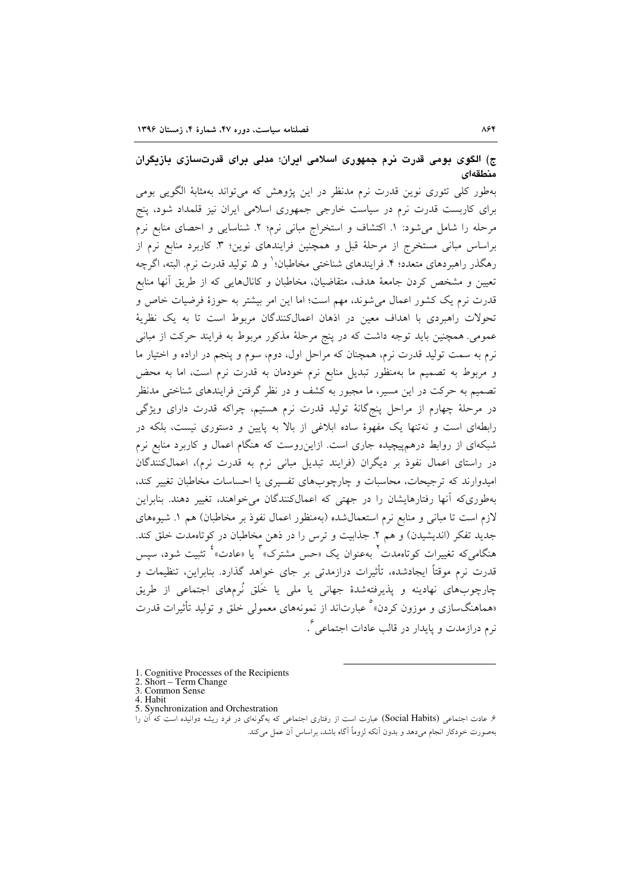### ج) الگوی بومی قدرت نرم جمهوری اسلامی ایران؛ مدلی برای قدرت‌سازی بازیگران منطقه‌ای

به‌طور کلی تئوری نوین قدرت نرم مدنظر در این پژوهش که می‌تواند به‌مثابهٔ الگویی بومی برای کاربست قدرت نرم در سیاست خارجی جمهوری اسلامی ایران نیز قلمداد شود، پنج مرحله را شامل می‌شود: ۱. اکتشاف و استخراج مبانی نرم؛ ۲. شناسایی و احصای منابع نرم براساس مبانی مستخرج از مرحلهٔ قبل و همچنین فرایندهای نوین؛ ۳. کاربرد منابع نرم از رهگذر راهبردهای متعدد؛ ۴. فرایندهای شناختی مخاطبان؛[1] و ۵. تولید قدرت نرم. البته، اگرچه تعیین و مشخص کردن جامعهٔ هدف، متقاضیان، مخاطبان و کانال‌هایی که از طریق آنها منابع قدرت نرم یک کشور اعمال می‌شوند، مهم است؛ اما این امر بیشتر به حوزهٔ فرضیات خاص و تحولات راهبردی با اهداف معین در اذهان اعمال‌کنندگان مربوط است تا به یک نظریهٔ عمومی. همچنین باید توجه داشت که در پنج مرحلهٔ مذکور مربوط به فرایند حرکت از مبانی نرم به سمت تولید قدرت نرم، همچنان که مراحل اول، دوم، سوم و پنجم در اراده و اختیار ما و مربوط به تصمیم ما به‌منظور تبدیل منابع نرم خودمان به قدرت نرم است، اما به محض تصمیم به حرکت در این مسیر، ما مجبور به کشف و در نظر گرفتن فرایندهای شناختی مدنظر در مرحلهٔ چهارم از مراحل پنج‌گانهٔ تولید قدرت نرم هستیم، چراکه قدرت دارای ویژگی رابطه‌ای است و نه‌تنها یک مفهوم ساده ابلاغی از بالا به پایین و دستوری نیست، بلکه در شبکه‌ای از روابط درهم‌پیچیده جاری است. ازاین‌روست که هنگام اعمال و کاربرد منابع نرم در راستای اعمال نفوذ بر دیگران (فرایند تبدیل مبانی نرم به قدرت نرم)، اعمال‌کنندگان امیدوارند که ترجیحات، محاسبات و چارچوب‌های تفسیری یا احساسات مخاطبان تغییر کند، به‌طوری‌که آنها رفتارهایشان را در جهتی که اعمال‌کنندگان می‌خواهند، تغییر دهند. بنابراین لازم است تا مبانی و منابع نرم استعمال‌شده (به‌منظور اعمال نفوذ بر مخاطبان) هم ۱. شیوه‌های جدید تفکر (اندیشیدن) و هم ۲. جذابیت و ترس را در ذهن مخاطبان در کوتاه‌مدت خلق کند. هنگامی‌که تغییرات کوتاه‌مدت[2] به‌عنوان یک «حس مشترک»[3] یا «عادت»[4] تثبیت شود، سپس قدرت نرم موقتاً ایجادشده، تأثیرات درازمدتی بر جای خواهد گذارد. بنابراین، تنظیمات و چارچوب‌های نهادینه و پذیرفته‌شدهٔ جهانی یا ملی یا خَلق نُرم‌های اجتماعی از طریق «هماهنگ‌سازی و موزون کردن»[5] عبارت‌اند از نمونه‌های معمولی خلق و تولید تأثیرات قدرت نرم درازمدت و پایدار در قالب عادات اجتماعی[6].

---

1. Cognitive Processes of the Recipients
2. Short – Term Change
3. Common Sense
4. Habit
5. Synchronization and Orchestration
6. عادت اجتماعی (Social Habits) عبارت است از رفتاری اجتماعی که به‌گونه‌ای در فرد ریشه دوانیده است که آن را به‌صورت خودکار انجام می‌دهد و بدون آنکه لزوماً آگاه باشد، براساس آن عمل می‌کند.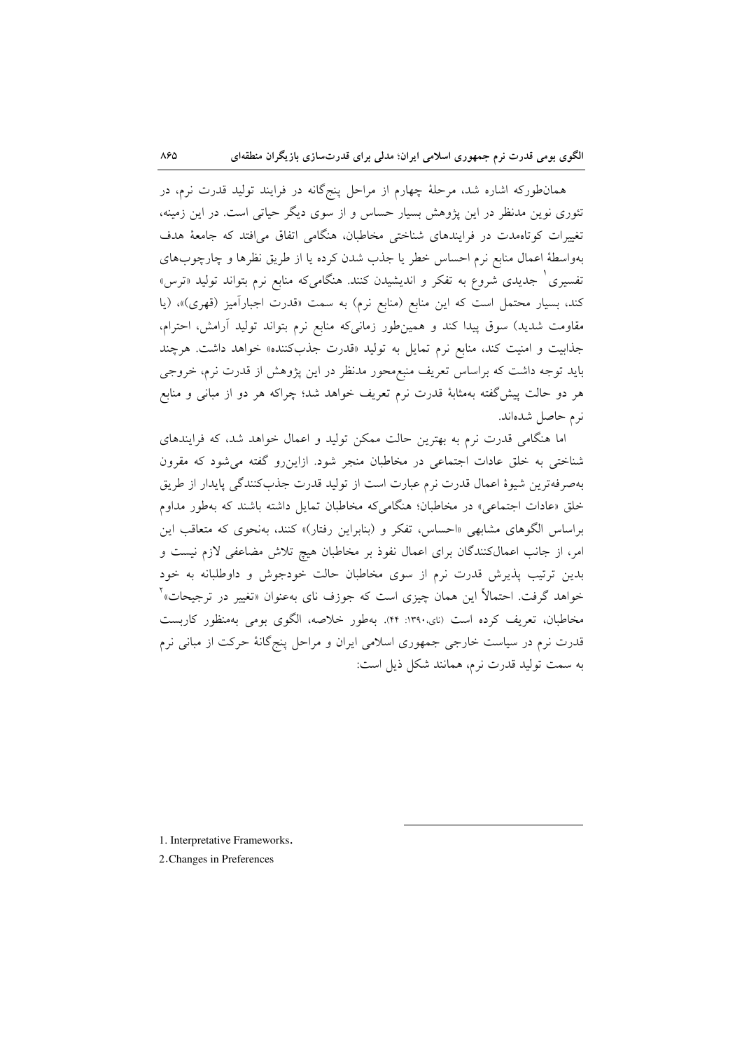همان‌طورکه اشاره شد، مرحلۀ چهارم از مراحل پنج‌گانه در فرایند تولید قدرت نرم، در تئوری نوین مدنظر در این پژوهش بسیار حساس و از سوی دیگر حیاتی است. در این زمینه، تغییرات کوتاه‌مدت در فرایندهای شناختی مخاطبان، هنگامی اتفاق می‌افتد که جامعۀ هدف به‌واسطۀ اعمال منابع نرم احساس خطر یا جذب شدن کرده یا از طریق نظرها و چارچوب‌های تفسیری[1] جدیدی شروع به تفکر و اندیشیدن کنند. هنگامی‌که منابع نرم بتواند تولید «ترس» کند، بسیار محتمل است که این منابع (منابع نرم) به سمت «قدرت اجبارآمیز (قهری)»، (یا مقاومت شدید) سوق پیدا کند و همین‌طور زمانی‌که منابع نرم بتواند تولید آرامش، احترام، جذابیت و امنیت کند، منابع نرم تمایل به تولید «قدرت جذب‌کننده» خواهد داشت. هرچند باید توجه داشت که براساس تعریف منبع‌محور مدنظر در این پژوهش از قدرت نرم، خروجی هر دو حالت پیش‌گفته به‌مثابۀ قدرت نرم تعریف خواهد شد؛ چراکه هر دو از مبانی و منابع نرم حاصل شده‌اند.

اما هنگامی قدرت نرم به بهترین حالت ممکن تولید و اعمال خواهد شد، که فرایندهای شناختی به خلق عادات اجتماعی در مخاطبان منجر شود. ازاین‌رو گفته می‌شود که مقرون به‌صرفه‌ترین شیوۀ اعمال قدرت نرم عبارت است از تولید قدرت جذب‌کنندگی پایدار از طریق خلق «عادات اجتماعی» در مخاطبان؛ هنگامی‌که مخاطبان تمایل داشته باشند که به‌طور مداوم براساس الگوهای مشابهی «احساس، تفکر و (بنابراین رفتار)» کنند، به‌نحوی که متعاقب این امر، از جانب اعمال‌کنندگان برای اعمال نفوذ بر مخاطبان هیچ تلاش مضاعفی لازم نیست و بدین ترتیب پذیرش قدرت نرم از سوی مخاطبان حالت خودجوش و داوطلبانه به خود خواهد گرفت. احتمالاً این همان چیزی است که جوزف نای به‌عنوان «تغییر در ترجیحات»[2] مخاطبان، تعریف کرده است (نای،۱۳۹۰: ۴۴). به‌طور خلاصه، الگوی بومی به‌منظور کاربست قدرت نرم در سیاست خارجی جمهوری اسلامی ایران و مراحل پنج‌گانۀ حرکت از مبانی نرم به سمت تولید قدرت نرم، همانند شکل ذیل است:

---

1. Interpretative Frameworks.
2. Changes in Preferences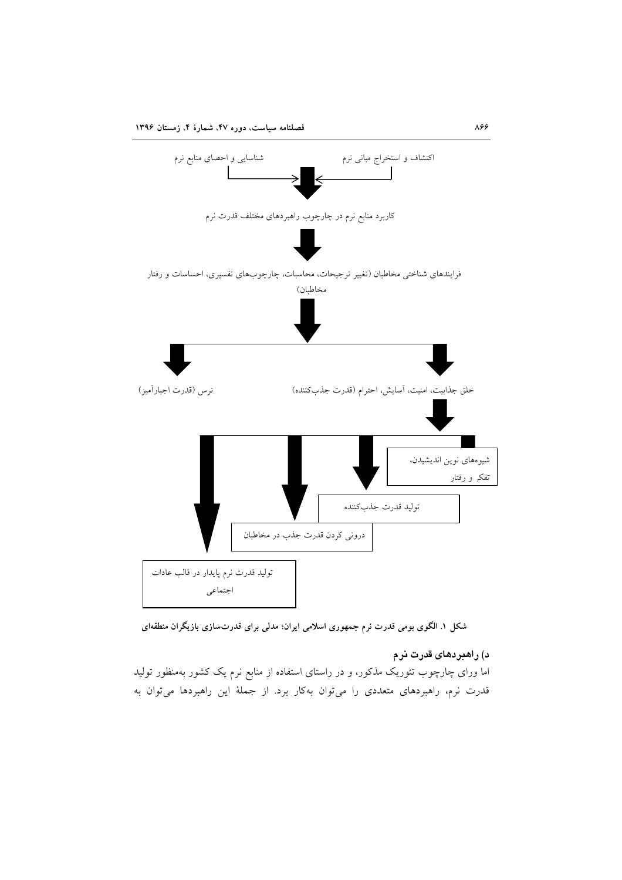شناسایی و احصای منابع نرم

اکتشاف و استخراج مبانی نرم

کاربرد منابع نرم در چارچوب راهبردهای مختلف قدرت نرم

فرایندهای شناختی مخاطبان (تغییر ترجیحات، محاسبات، چارچوب‌های تفسیری، احساسات و رفتار مخاطبان)

ترس (قدرت اجبارآمیز)

خلق جذابیت، امنیت، آسایش، احترام (قدرت جذب‌کننده)

شیوه‌های نوین اندیشیدن، تفکر و رفتار

تولید قدرت جذب‌کننده

درونی کردن قدرت جذب در مخاطبان

تولید قدرت نرم پایدار در قالب عادات اجتماعی

**شکل ۱. الگوی بومی قدرت نرم جمهوری اسلامی ایران؛ مدلی برای قدرت‌سازی بازیگران منطقه‌ای**

### د) راهبردهای قدرت نرم

اما ورای چارچوب تئوریک مذکور، و در راستای استفاده از منابع نرم یک کشور به‌منظور تولید قدرت نرم، راهبردهای متعددی را می‌توان به‌کار برد. از جملهٔ این راهبردها می‌توان به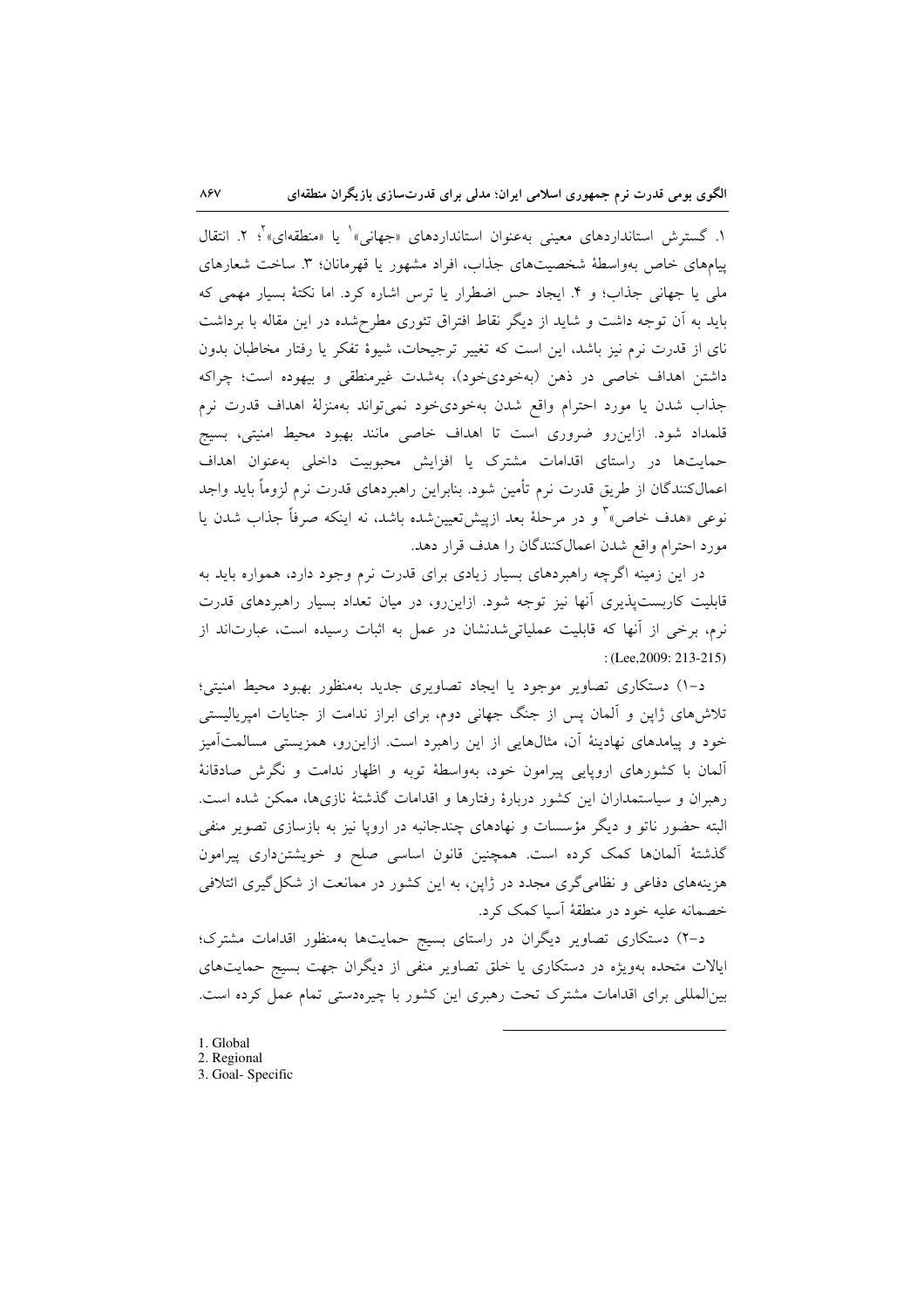۱. گسترش استانداردهای معینی به‌عنوان استانداردهای «جهانی»[1] یا «منطقه‌ای»[2]؛ ۲. انتقال پیام‌های خاص به‌واسطهٔ شخصیت‌های جذاب، افراد مشهور یا قهرمانان؛ ۳. ساخت شعارهای ملی یا جهانی جذاب؛ و ۴. ایجاد حس اضطرار یا ترس اشاره کرد. اما نکتهٔ بسیار مهمی که باید به آن توجه داشت و شاید از دیگر نقاط افتراق تئوری مطرح‌شده در این مقاله با برداشت نای از قدرت نرم نیز باشد، این است که تغییر ترجیحات، شیوهٔ تفکر یا رفتار مخاطبان بدون داشتن اهداف خاصی در ذهن (به‌خودی‌خود)، به‌شدت غیرمنطقی و بیهوده است؛ چراکه جذاب شدن یا مورد احترام واقع شدن به‌خودی‌خود نمی‌تواند به‌منزلهٔ اهداف قدرت نرم قلمداد شود. ازاین‌رو ضروری است تا اهداف خاصی مانند بهبود محیط امنیتی، بسیج حمایت‌ها در راستای اقدامات مشترک یا افزایش محبوبیت داخلی به‌عنوان اهداف اعمال‌کنندگان از طریق قدرت نرم تأمین شود. بنابراین راهبردهای قدرت نرم لزوماً باید واجد نوعی «هدف خاص»[3] و در مرحلهٔ بعد ازپیش‌تعیین‌شده باشد، نه اینکه صرفاً جذاب شدن یا مورد احترام واقع شدن اعمال‌کنندگان را هدف قرار دهد.

در این زمینه اگرچه راهبردهای بسیار زیادی برای قدرت نرم وجود دارد، همواره باید به قابلیت کاربست‌پذیری آنها نیز توجه شود. ازاین‌رو، در میان تعداد بسیار راهبردهای قدرت نرم، برخی از آنها که قابلیت عملیاتی‌شدنشان در عمل به اثبات رسیده است، عبارت‌اند از (Lee,2009: 213-215):

د-۱) دستکاری تصاویر موجود یا ایجاد تصاویری جدید به‌منظور بهبود محیط امنیتی؛ تلاش‌های ژاپن و آلمان پس از جنگ جهانی دوم، برای ابراز ندامت از جنایات امپریالیستی خود و پیامدهای نهادینهٔ آن، مثال‌هایی از این راهبرد است. ازاین‌رو، همزیستی مسالمت‌آمیز آلمان با کشورهای اروپایی پیرامون خود، به‌واسطهٔ توبه و اظهار ندامت و نگرش صادقانهٔ رهبران و سیاستمداران این کشور دربارهٔ رفتارها و اقدامات گذشتهٔ نازی‌ها، ممکن شده است. البته حضور ناتو و دیگر مؤسسات و نهادهای چندجانبه در اروپا نیز به بازسازی تصویر منفی گذشتهٔ آلمان‌ها کمک کرده است. همچنین قانون اساسی صلح و خویشتن‌داری پیرامون هزینه‌های دفاعی و نظامی‌گری مجدد در ژاپن، به این کشور در ممانعت از شکل‌گیری ائتلافی خصمانه علیه خود در منطقهٔ آسیا کمک کرد.

د-۲) دستکاری تصاویر دیگران در راستای بسیج حمایت‌ها به‌منظور اقدامات مشترک؛ ایالات متحده به‌ویژه در دستکاری یا خلق تصاویر منفی از دیگران جهت بسیج حمایت‌های بین‌المللی برای اقدامات مشترک تحت رهبری این کشور با چیره‌دستی تمام عمل کرده است.

---

1. Global
2. Regional
3. Goal- Specific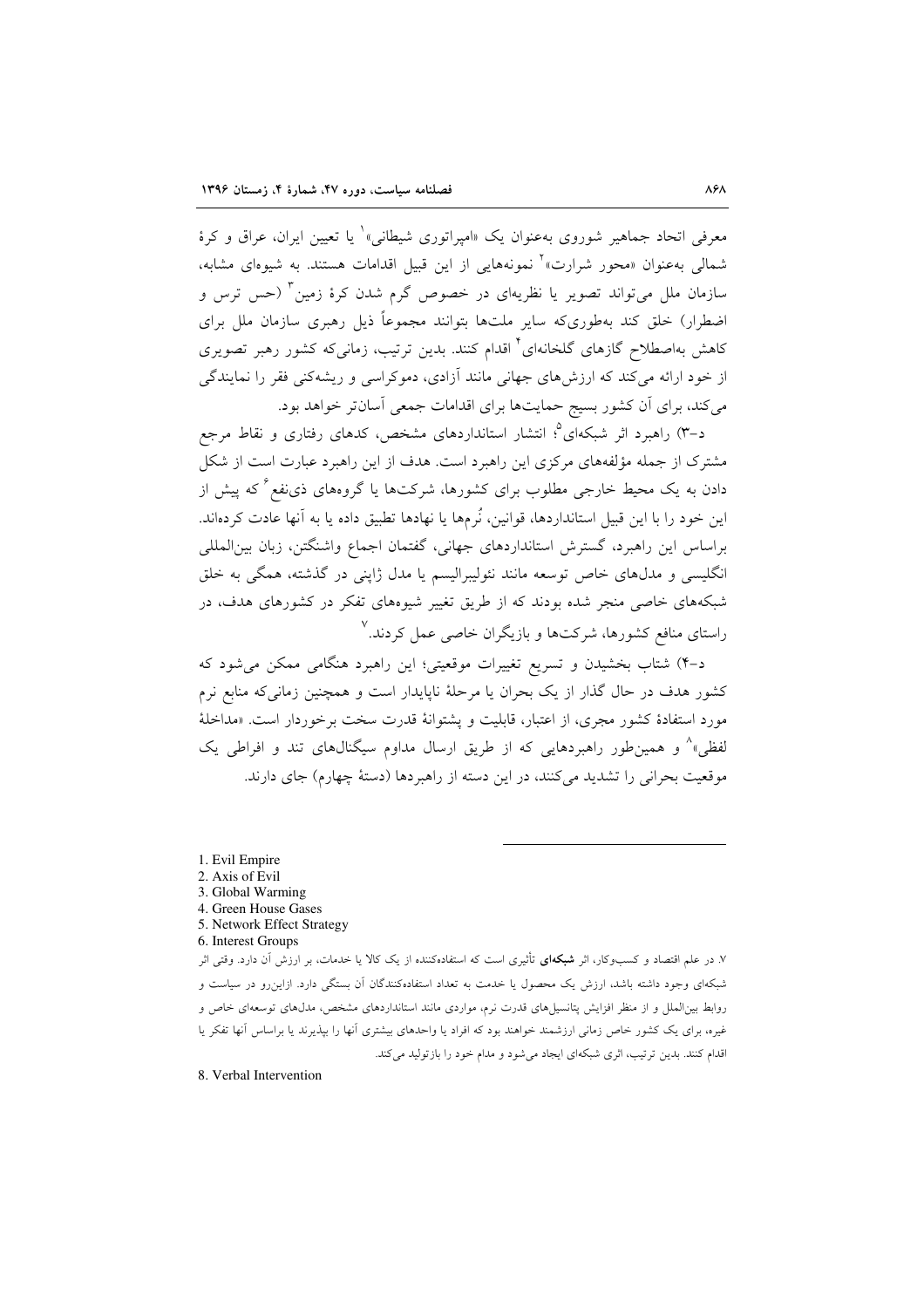معرفی اتحاد جماهیر شوروی به‌عنوان یک «امپراتوری شیطانی»[1] یا تعیین ایران، عراق و کرهٔ شمالی به‌عنوان «محور شرارت»[2] نمونه‌هایی از این قبیل اقدامات هستند. به شیوه‌ای مشابه، سازمان ملل می‌تواند تصویر یا نظریه‌ای در خصوص گرم شدن کرهٔ زمین[3] (حس ترس و اضطرار) خلق کند به‌طوری‌که سایر ملت‌ها بتوانند مجموعاً ذیل رهبری سازمان ملل برای کاهش به‌اصطلاح گازهای گلخانه‌ای[4] اقدام کنند. بدین ترتیب، زمانی‌که کشور رهبر تصویری از خود ارائه می‌کند که ارزش‌های جهانی مانند آزادی، دموکراسی و ریشه‌کنی فقر را نمایندگی می‌کند، برای آن کشور بسیج حمایت‌ها برای اقدامات جمعی آسان‌تر خواهد بود.

د-۳) راهبرد اثر شبکه‌ای[5]؛ انتشار استانداردهای مشخص، کدهای رفتاری و نقاط مرجع مشترک از جمله مؤلفه‌های مرکزی این راهبرد است. هدف از این راهبرد عبارت است از شکل دادن به یک محیط خارجی مطلوب برای کشورها، شرکت‌ها یا گروه‌های ذی‌نفع[6] که پیش از این خود را با این قبیل استانداردها، قوانین، نُرم‌ها یا نهادها تطبیق داده یا به آنها عادت کرده‌اند. براساس این راهبرد، گسترش استانداردهای جهانی، گفتمان اجماع واشنگتن، زبان بین‌المللی انگلیسی و مدل‌های خاص توسعه مانند نئولیبرالیسم یا مدل ژاپنی در گذشته، همگی به خلق شبکه‌های خاصی منجر شده بودند که از طریق تغییر شیوه‌های تفکر در کشورهای هدف، در راستای منافع کشورها، شرکت‌ها و بازیگران خاصی عمل کردند.[7]

د-۴) شتاب بخشیدن و تسریع تغییرات موقعیتی؛ این راهبرد هنگامی ممکن می‌شود که کشور هدف در حال گذار از یک بحران یا مرحلهٔ ناپایدار است و همچنین زمانی‌که منابع نرم مورد استفادهٔ کشور مجری، از اعتبار، قابلیت و پشتوانهٔ قدرت سخت برخوردار است. «مداخلهٔ لفظی»[8] و همین‌طور راهبردهایی که از طریق ارسال مداوم سیگنال‌های تند و افراطی یک موقعیت بحرانی را تشدید می‌کنند، در این دسته از راهبردها (دستهٔ چهارم) جای دارند.

---

1. Evil Empire
2. Axis of Evil
3. Global Warming
4. Green House Gases
5. Network Effect Strategy
6. Interest Groups
7. در علم اقتصاد و کسب‌وکار، اثر **شبکه‌ای** تأثیری است که استفاده‌کننده از یک کالا یا خدمات، بر ارزش آن دارد. وقتی اثر شبکه‌ای وجود داشته باشد، ارزش یک محصول یا خدمت به تعداد استفاده‌کنندگان آن بستگی دارد. ازاین‌رو در سیاست و روابط بین‌الملل و از منظر افزایش پتانسیل‌های قدرت نرم، مواردی مانند استانداردهای مشخص، مدل‌های توسعه‌ای خاص و غیره، برای یک کشور خاص زمانی ارزشمند خواهند بود که افراد یا واحدهای بیشتری آنها را بپذیرند یا براساس آنها تفکر یا اقدام کنند. بدین ترتیب، اثری شبکه‌ای ایجاد می‌شود و مدام خود را بازتولید می‌کند.
8. Verbal Intervention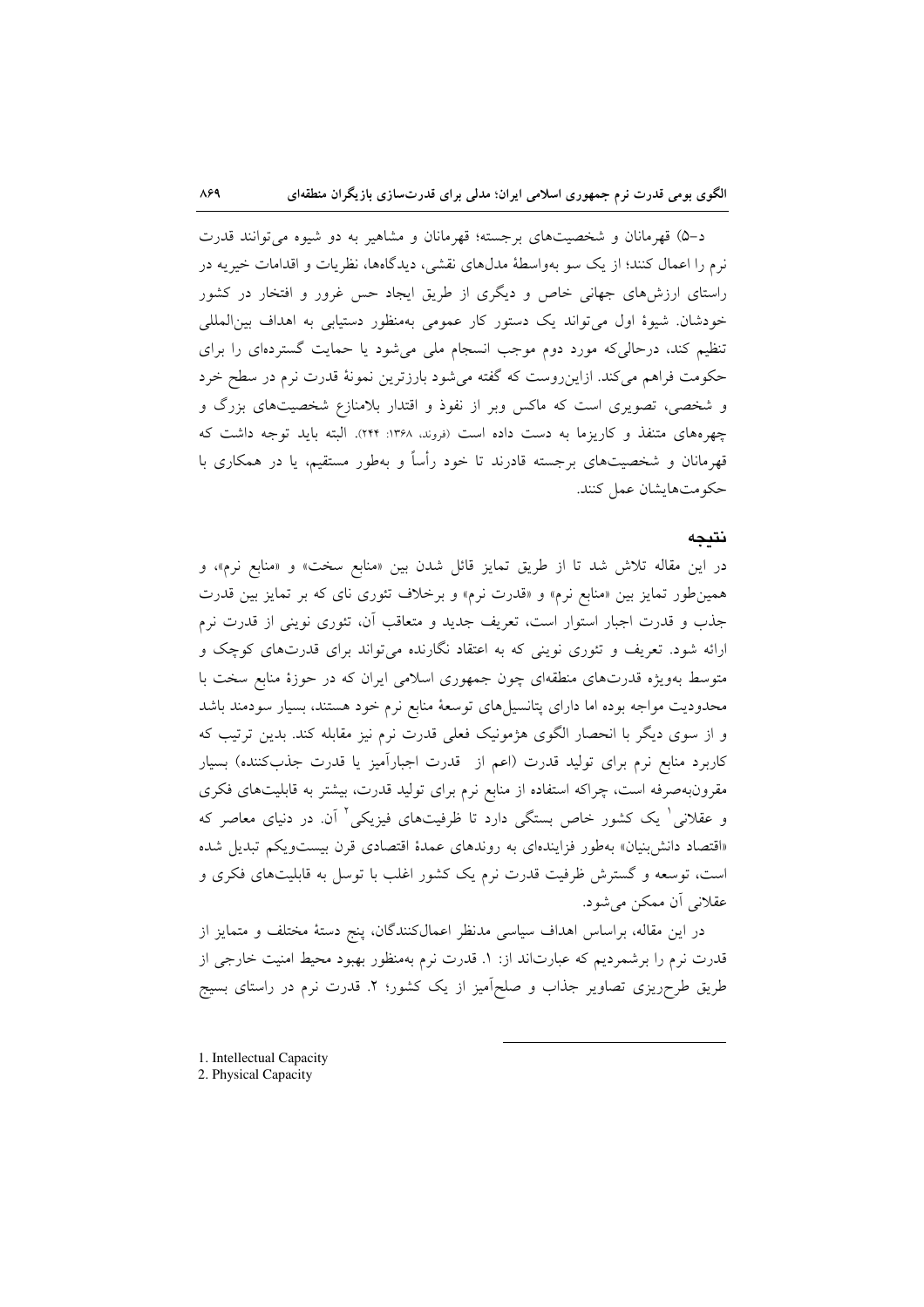د–۵) قهرمانان و شخصیت‌های برجسته؛ قهرمانان و مشاهیر به دو شیوه می‌توانند قدرت نرم را اعمال کنند؛ از یک سو به‌واسطهٔ مدل‌های نقشی، دیدگاه‌ها، نظریات و اقدامات خیریه در راستای ارزش‌های جهانی خاص و دیگری از طریق ایجاد حس غرور و افتخار در کشور خودشان. شیوهٔ اول می‌تواند یک دستور کار عمومی به‌منظور دستیابی به اهداف بین‌المللی تنظیم کند، درحالی‌که مورد دوم موجب انسجام ملی می‌شود یا حمایت گسترده‌ای را برای حکومت فراهم می‌کند. ازاین‌روست که گفته می‌شود بارزترین نمونهٔ قدرت نرم در سطح خرد و شخصی، تصویری است که ماکس وبر از نفوذ و اقتدار بلامنازع شخصیت‌های بزرگ و چهره‌های متنفذ و کاریزما به دست داده است (فروند، ۱۳۶۸: ۲۴۴). البته باید توجه داشت که قهرمانان و شخصیت‌های برجسته قادرند تا خود رأساً و به‌طور مستقیم، یا در همکاری با حکومت‌هایشان عمل کنند.

## نتیجه

در این مقاله تلاش شد تا از طریق تمایز قائل شدن بین «منابع سخت» و «منابع نرم»، و همین‌طور تمایز بین «منابع نرم» و «قدرت نرم» و برخلاف تئوری نای که بر تمایز بین قدرت جذب و قدرت اجبار استوار است، تعریف جدید و متعاقب آن، تئوری نوینی از قدرت نرم ارائه شود. تعریف و تئوری نوینی که به اعتقاد نگارنده می‌تواند برای قدرت‌های کوچک و متوسط به‌ویژه قدرت‌های منطقه‌ای چون جمهوری اسلامی ایران که در حوزهٔ منابع سخت با محدودیت مواجه بوده اما دارای پتانسیل‌های توسعهٔ منابع نرم خود هستند، بسیار سودمند باشد و از سوی دیگر با انحصار الگوی هژمونیک فعلی قدرت نرم نیز مقابله کند. بدین ترتیب که کاربرد منابع نرم برای تولید قدرت (اعم از قدرت اجبارآمیز یا قدرت جذب‌کننده) بسیار مقرون‌به‌صرفه است، چراکه استفاده از منابع نرم برای تولید قدرت، بیشتر به قابلیت‌های فکری و عقلانی[1] یک کشور خاص بستگی دارد تا ظرفیت‌های فیزیکی[2] آن. در دنیای معاصر که «اقتصاد دانش‌بنیان» به‌طور فزاینده‌ای به روندهای عمدهٔ اقتصادی قرن بیست‌ویکم تبدیل شده است، توسعه و گسترش ظرفیت قدرت نرم یک کشور اغلب با توسل به قابلیت‌های فکری و عقلانی آن ممکن می‌شود.

در این مقاله، براساس اهداف سیاسی مدنظر اعمال‌کنندگان، پنج دستهٔ مختلف و متمایز از قدرت نرم را برشمردیم که عبارت‌اند از: ۱. قدرت نرم به‌منظور بهبود محیط امنیت خارجی از طریق طرح‌ریزی تصاویر جذاب و صلح‌آمیز از یک کشور؛ ۲. قدرت نرم در راستای بسیج

---

1. Intellectual Capacity
2. Physical Capacity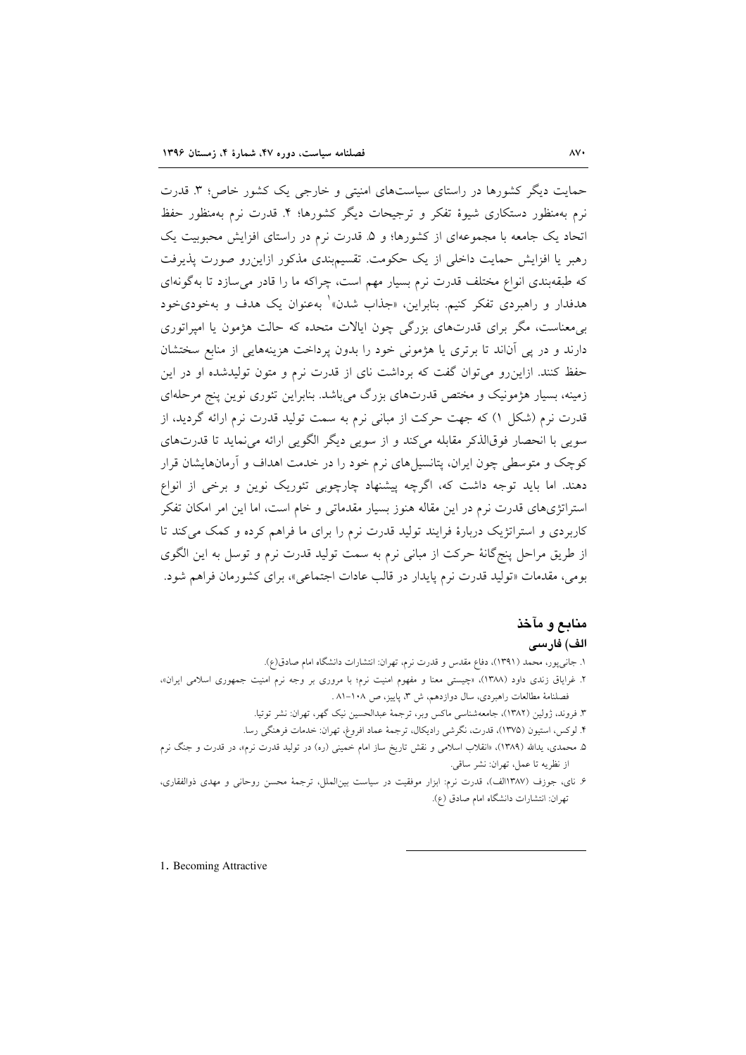حمایت دیگر کشورها در راستای سیاست‌های امنیتی و خارجی یک کشور خاص؛ ۳. قدرت نرم به‌منظور دستکاری شیوهٔ تفکر و ترجیحات دیگر کشورها؛ ۴. قدرت نرم به‌منظور حفظ اتحاد یک جامعه با مجموعه‌ای از کشورها؛ و ۵. قدرت نرم در راستای افزایش محبوبیت یک رهبر یا افزایش حمایت داخلی از یک حکومت. تقسیم‌بندی مذکور ازاین‌رو صورت پذیرفت که طبقه‌بندی انواع مختلف قدرت نرم بسیار مهم است، چراکه ما را قادر می‌سازد تا به‌گونه‌ای هدفدار و راهبردی تفکر کنیم. بنابراین، «جذاب شدن»[1] به‌عنوان یک هدف و به‌خودی‌خود بی‌معناست، مگر برای قدرت‌های بزرگی چون ایالات متحده که حالت هژمون یا امپراتوری دارند و در پی آن‌اند تا برتری یا هژمونی خود را بدون پرداخت هزینه‌هایی از منابع سختشان حفظ کنند. ازاین‌رو می‌توان گفت که برداشت نای از قدرت نرم و متون تولیدشده او در این زمینه، بسیار هژمونیک و مختص قدرت‌های بزرگ می‌باشد. بنابراین تئوری نوین پنج مرحله‌ای قدرت نرم (شکل ۱) که جهت حرکت از مبانی نرم به سمت تولید قدرت نرم ارائه گردید، از سویی با انحصار فوق‌الذکر مقابله می‌کند و از سویی دیگر الگویی ارائه می‌نماید تا قدرت‌های کوچک و متوسطی چون ایران، پتانسیل‌های نرم خود را در خدمت اهداف و آرمان‌هایشان قرار دهند. اما باید توجه داشت که، اگرچه پیشنهاد چارچوبی تئوریک نوین و برخی از انواع استراتژی‌های قدرت نرم در این مقاله هنوز بسیار مقدماتی و خام است، اما این امر امکان تفکر کاربردی و استراتژیک دربارهٔ فرایند تولید قدرت نرم را برای ما فراهم کرده و کمک می‌کند تا از طریق مراحل پنج‌گانهٔ حرکت از مبانی نرم به سمت تولید قدرت نرم و توسل به این الگوی بومی، مقدمات «تولید قدرت نرم پایدار در قالب عادات اجتماعی»، برای کشورمان فراهم شود.

## منابع و مآخذ

### الف) فارسی

۱. جانی‌پور، محمد (۱۳۹۱)، دفاع مقدس و قدرت نرم، تهران: انتشارات دانشگاه امام صادق(ع).

۲. غرایاق زندی داود (۱۳۸۸)، «چیستی معنا و مفهوم امنیت نرم؛ با مروری بر وجه نرم امنیت جمهوری اسلامی ایران»، فصلنامهٔ مطالعات راهبردی، سال دوازدهم، ش ۳، پاییز، ص ۱۰۸-۸۱ .

۳. فروند، ژولین (۱۳۸۲)، جامعه‌شناسی ماکس وبر، ترجمهٔ عبدالحسین نیک گهر، تهران: نشر توتیا.

۴. لوکس، استیون (۱۳۷۵)، قدرت، نگرشی رادیکال، ترجمهٔ عماد افروغ، تهران: خدمات فرهنگی رسا.

۵. محمدی، یدالله (۱۳۸۹)، «انقلاب اسلامی و نقش تاریخ ساز امام خمینی (ره) در تولید قدرت نرم»، در قدرت و جنگ نرم از نظریه تا عمل، تهران: نشر ساقی.

۶. نای، جوزف (۱۳۸۷الف)، قدرت نرم: ابزار موفقیت در سیاست بین‌الملل، ترجمهٔ محسن روحانی و مهدی ذوالفقاری، تهران: انتشارات دانشگاه امام صادق (ع).

---

1. Becoming Attractive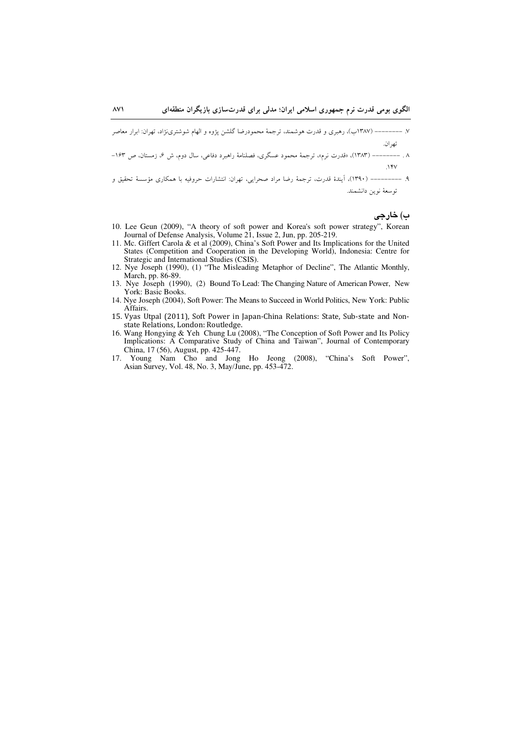۷. -------- (۱۳۸۷ب)، رهبری و قدرت هوشمند، ترجمهٔ محمودرضا گلشن پژوه و الهام شوشتری‌نژاد، تهران: ابرار معاصر تهران.

۸ . -------- (۱۳۸۳)، «قدرت نرم»، ترجمهٔ محمود عسگری، فصلنامهٔ راهبرد دفاعی، سال دوم، ش ۶، زمستان، ص ۱۶۳-۱۴۷.

۹. --------- (۱۳۹۰)، آیندهٔ قدرت، ترجمهٔ رضا مراد صحرایی، تهران: انتشارات حروفیه با همکاری مؤسسهٔ تحقیق و توسعهٔ نوین دانشمند.

## ب) خارجی

10. Lee Geun (2009), "A theory of soft power and Korea's soft power strategy", Korean Journal of Defense Analysis, Volume 21, Issue 2, Jun, pp. 205-219.
11. Mc. Giffert Carola & et al (2009), China's Soft Power and Its Implications for the United States (Competition and Cooperation in the Developing World), Indonesia: Centre for Strategic and International Studies (CSIS).
12. Nye Joseph (1990), (1) "The Misleading Metaphor of Decline", The Atlantic Monthly, March, pp. 86-89.
13. Nye Joseph (1990), (2) Bound To Lead: The Changing Nature of American Power, New York: Basic Books.
14. Nye Joseph (2004), Soft Power: The Means to Succeed in World Politics, New York: Public Affairs.
15. Vyas Utpal (2011), Soft Power in Japan-China Relations: State, Sub-state and Non-state Relations, London: Routledge.
16. Wang Hongying & Yeh Chung Lu (2008), "The Conception of Soft Power and Its Policy Implications: A Comparative Study of China and Taiwan", Journal of Contemporary China, 17 (56), August, pp. 425-447.
17. Young Nam Cho and Jong Ho Jeong (2008), "China's Soft Power", Asian Survey, Vol. 48, No. 3, May/June, pp. 453-472.